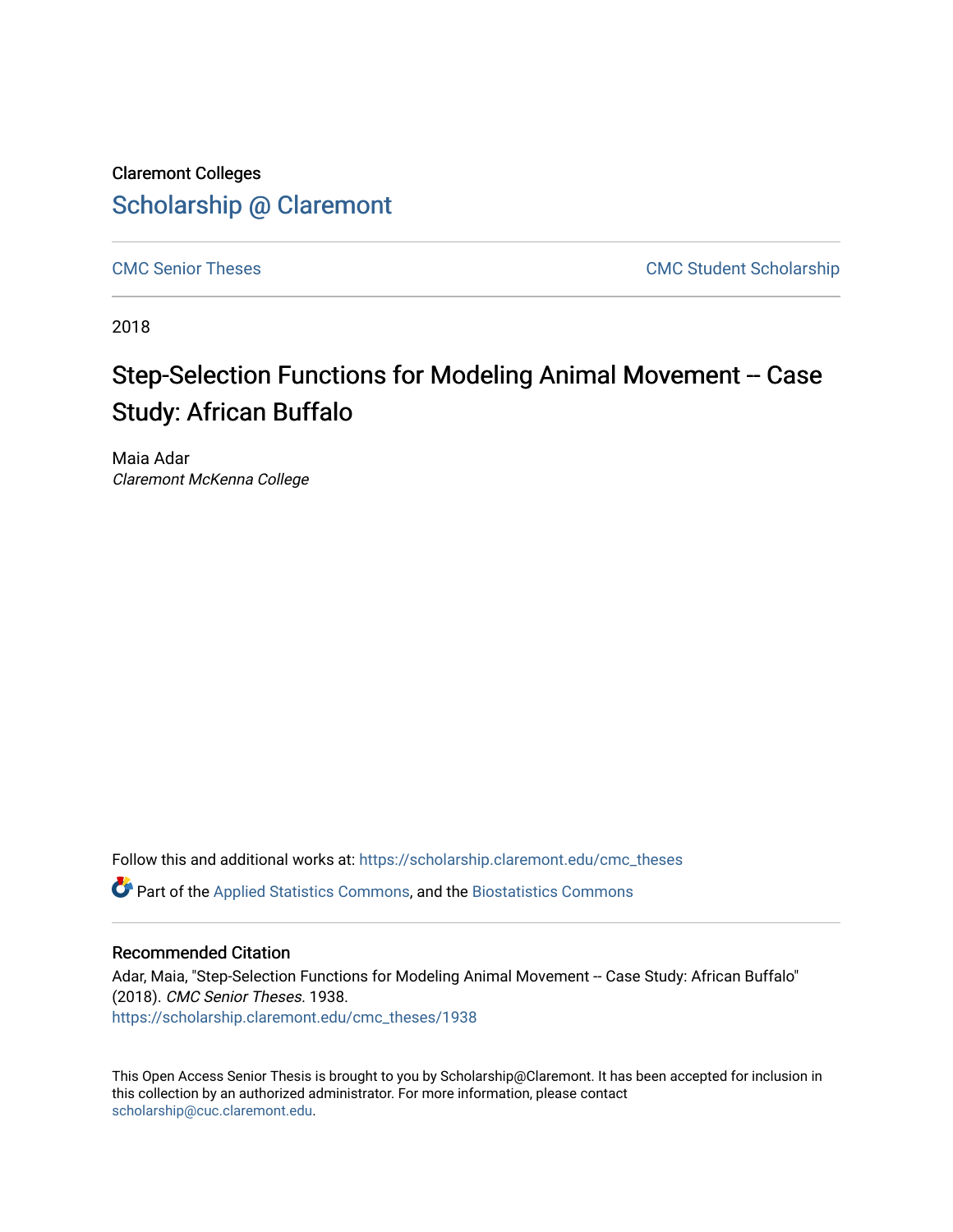Claremont Colleges

# Scholarship @ Claremont

CMC Senior Theses

CMC Student Scholarship

2018

## Step-Selection Functions for Modeling Animal Movement -- Case Study: African Buffalo

Maia Adar

*Claremont McKenna College*

Follow this and additional works at: https://scholarship.claremont.edu/cmc_theses

Part of the Applied Statistics Commons, and the Biostatistics Commons

### Recommended Citation

Adar, Maia, "Step-Selection Functions for Modeling Animal Movement -- Case Study: African Buffalo" (2018). *CMC Senior Theses*. 1938.
https://scholarship.claremont.edu/cmc_theses/1938

This Open Access Senior Thesis is brought to you by Scholarship@Claremont. It has been accepted for inclusion in this collection by an authorized administrator. For more information, please contact scholarship@cuc.claremont.edu.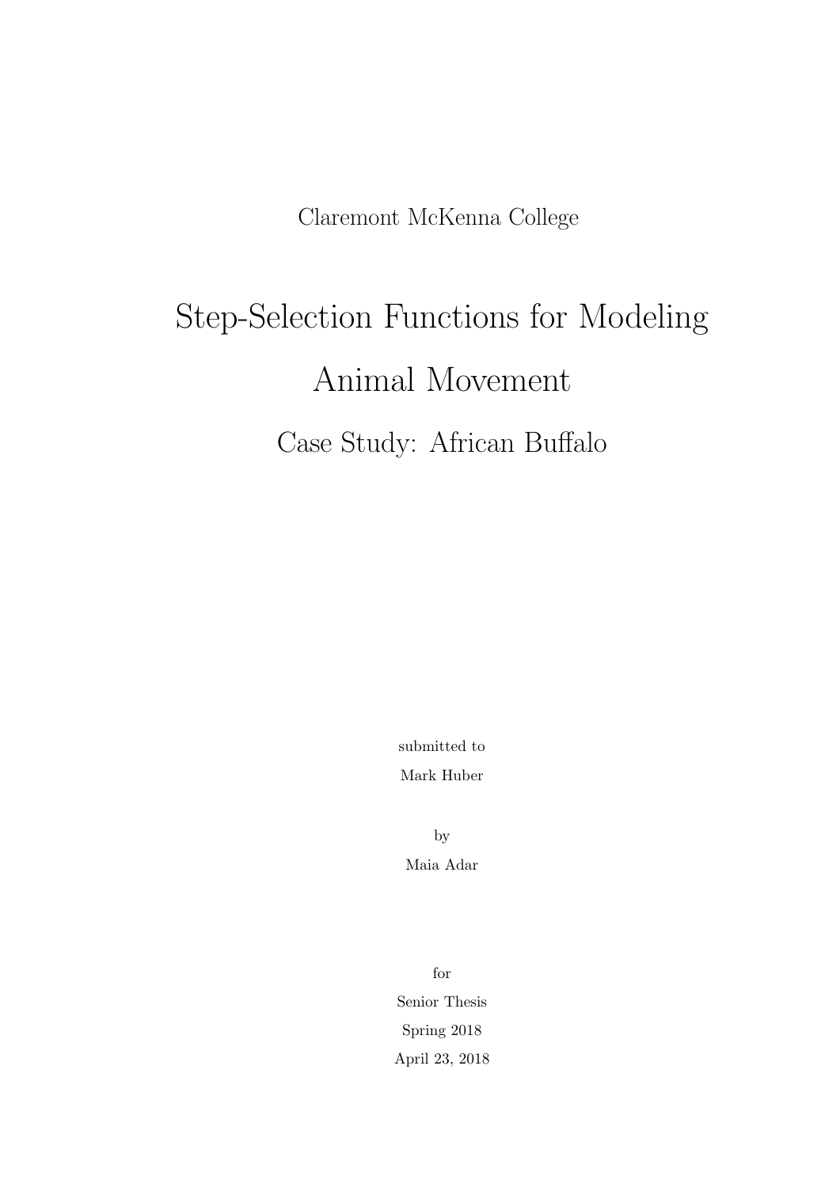Claremont McKenna College

# Step-Selection Functions for Modeling Animal Movement

## Case Study: African Buffalo

submitted to

Mark Huber

by

Maia Adar

for

Senior Thesis

Spring 2018

April 23, 2018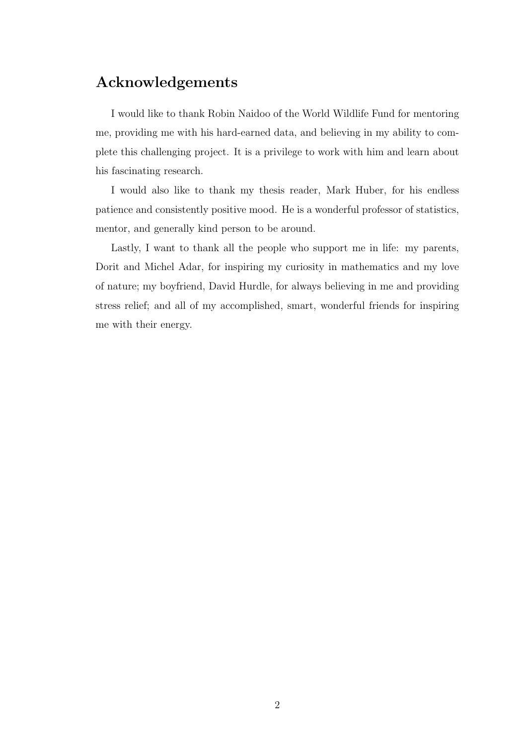## Acknowledgements

I would like to thank Robin Naidoo of the World Wildlife Fund for mentoring me, providing me with his hard-earned data, and believing in my ability to complete this challenging project. It is a privilege to work with him and learn about his fascinating research.

I would also like to thank my thesis reader, Mark Huber, for his endless patience and consistently positive mood. He is a wonderful professor of statistics, mentor, and generally kind person to be around.

Lastly, I want to thank all the people who support me in life: my parents, Dorit and Michel Adar, for inspiring my curiosity in mathematics and my love of nature; my boyfriend, David Hurdle, for always believing in me and providing stress relief; and all of my accomplished, smart, wonderful friends for inspiring me with their energy.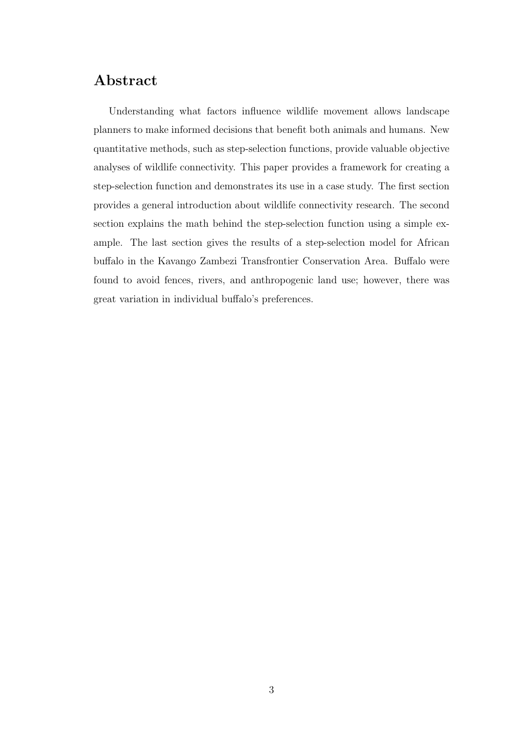# Abstract

Understanding what factors influence wildlife movement allows landscape planners to make informed decisions that benefit both animals and humans. New quantitative methods, such as step-selection functions, provide valuable objective analyses of wildlife connectivity. This paper provides a framework for creating a step-selection function and demonstrates its use in a case study. The first section provides a general introduction about wildlife connectivity research. The second section explains the math behind the step-selection function using a simple example. The last section gives the results of a step-selection model for African buffalo in the Kavango Zambezi Transfrontier Conservation Area. Buffalo were found to avoid fences, rivers, and anthropogenic land use; however, there was great variation in individual buffalo's preferences.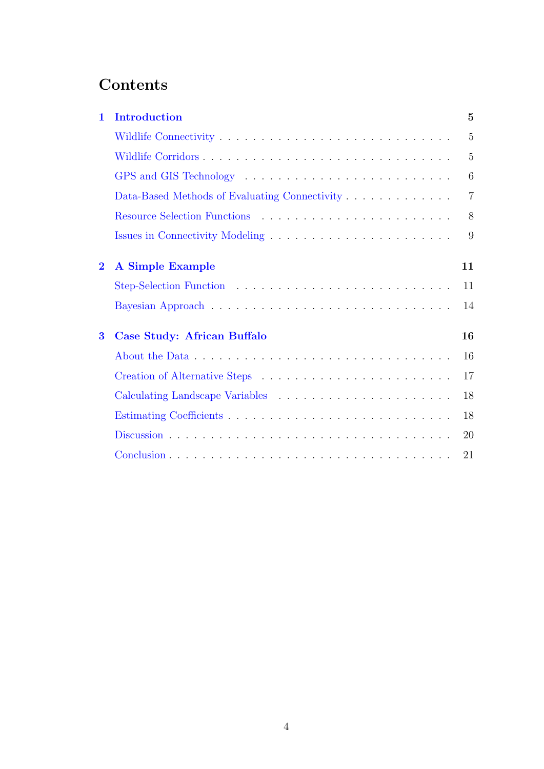# Contents

**1 Introduction** **5**

Wildlife Connectivity . . . . . . . . . . . . . . . . . . . . . . . . . . . 5

Wildlife Corridors . . . . . . . . . . . . . . . . . . . . . . . . . . . . 5

GPS and GIS Technology . . . . . . . . . . . . . . . . . . . . . . . . 6

Data-Based Methods of Evaluating Connectivity . . . . . . . . . . . . . 7

Resource Selection Functions . . . . . . . . . . . . . . . . . . . . . . 8

Issues in Connectivity Modeling . . . . . . . . . . . . . . . . . . . . . 9

**2 A Simple Example** **11**

Step-Selection Function . . . . . . . . . . . . . . . . . . . . . . . . . 11

Bayesian Approach . . . . . . . . . . . . . . . . . . . . . . . . . . . 14

**3 Case Study: African Buffalo** **16**

About the Data . . . . . . . . . . . . . . . . . . . . . . . . . . . . . 16

Creation of Alternative Steps . . . . . . . . . . . . . . . . . . . . . . 17

Calculating Landscape Variables . . . . . . . . . . . . . . . . . . . . . 18

Estimating Coefficients . . . . . . . . . . . . . . . . . . . . . . . . . 18

Discussion . . . . . . . . . . . . . . . . . . . . . . . . . . . . . . . . 20

Conclusion . . . . . . . . . . . . . . . . . . . . . . . . . . . . . . . . 21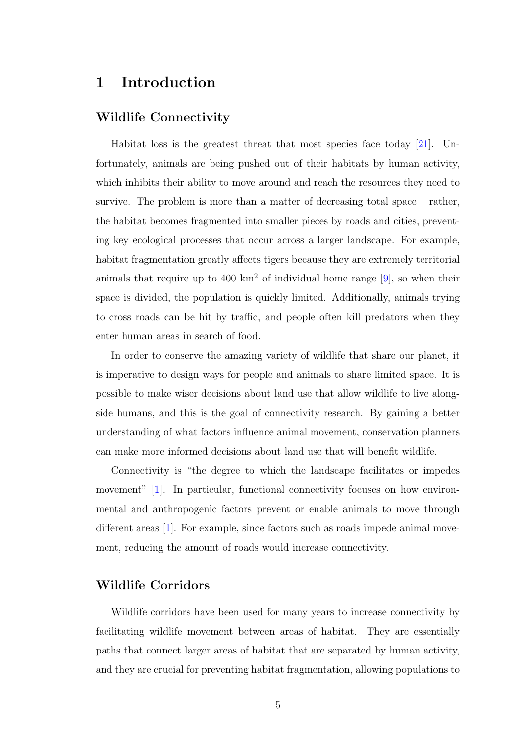# 1 Introduction

## Wildlife Connectivity

Habitat loss is the greatest threat that most species face today [21]. Unfortunately, animals are being pushed out of their habitats by human activity, which inhibits their ability to move around and reach the resources they need to survive. The problem is more than a matter of decreasing total space – rather, the habitat becomes fragmented into smaller pieces by roads and cities, preventing key ecological processes that occur across a larger landscape. For example, habitat fragmentation greatly affects tigers because they are extremely territorial animals that require up to 400 $km^2$ of individual home range [9], so when their space is divided, the population is quickly limited. Additionally, animals trying to cross roads can be hit by traffic, and people often kill predators when they enter human areas in search of food.

In order to conserve the amazing variety of wildlife that share our planet, it is imperative to design ways for people and animals to share limited space. It is possible to make wiser decisions about land use that allow wildlife to live alongside humans, and this is the goal of connectivity research. By gaining a better understanding of what factors influence animal movement, conservation planners can make more informed decisions about land use that will benefit wildlife.

Connectivity is "the degree to which the landscape facilitates or impedes movement" [1]. In particular, functional connectivity focuses on how environmental and anthropogenic factors prevent or enable animals to move through different areas [1]. For example, since factors such as roads impede animal movement, reducing the amount of roads would increase connectivity.

## Wildlife Corridors

Wildlife corridors have been used for many years to increase connectivity by facilitating wildlife movement between areas of habitat. They are essentially paths that connect larger areas of habitat that are separated by human activity, and they are crucial for preventing habitat fragmentation, allowing populations to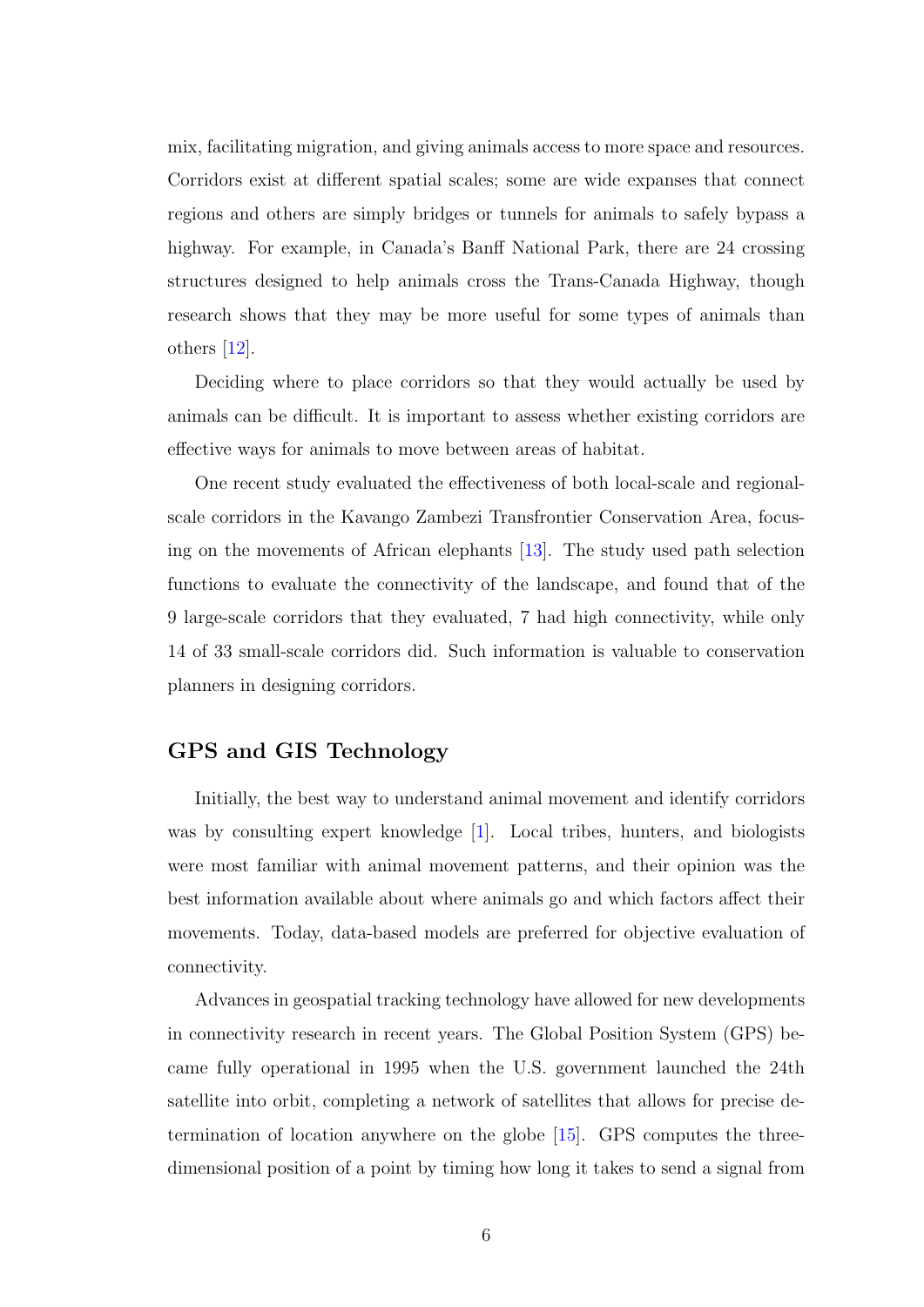mix, facilitating migration, and giving animals access to more space and resources. Corridors exist at different spatial scales; some are wide expanses that connect regions and others are simply bridges or tunnels for animals to safely bypass a highway. For example, in Canada's Banff National Park, there are 24 crossing structures designed to help animals cross the Trans-Canada Highway, though research shows that they may be more useful for some types of animals than others [12].

Deciding where to place corridors so that they would actually be used by animals can be difficult. It is important to assess whether existing corridors are effective ways for animals to move between areas of habitat.

One recent study evaluated the effectiveness of both local-scale and regional-scale corridors in the Kavango Zambezi Transfrontier Conservation Area, focusing on the movements of African elephants [13]. The study used path selection functions to evaluate the connectivity of the landscape, and found that of the 9 large-scale corridors that they evaluated, 7 had high connectivity, while only 14 of 33 small-scale corridors did. Such information is valuable to conservation planners in designing corridors.

## GPS and GIS Technology

Initially, the best way to understand animal movement and identify corridors was by consulting expert knowledge [1]. Local tribes, hunters, and biologists were most familiar with animal movement patterns, and their opinion was the best information available about where animals go and which factors affect their movements. Today, data-based models are preferred for objective evaluation of connectivity.

Advances in geospatial tracking technology have allowed for new developments in connectivity research in recent years. The Global Position System (GPS) became fully operational in 1995 when the U.S. government launched the 24th satellite into orbit, completing a network of satellites that allows for precise determination of location anywhere on the globe [15]. GPS computes the three-dimensional position of a point by timing how long it takes to send a signal from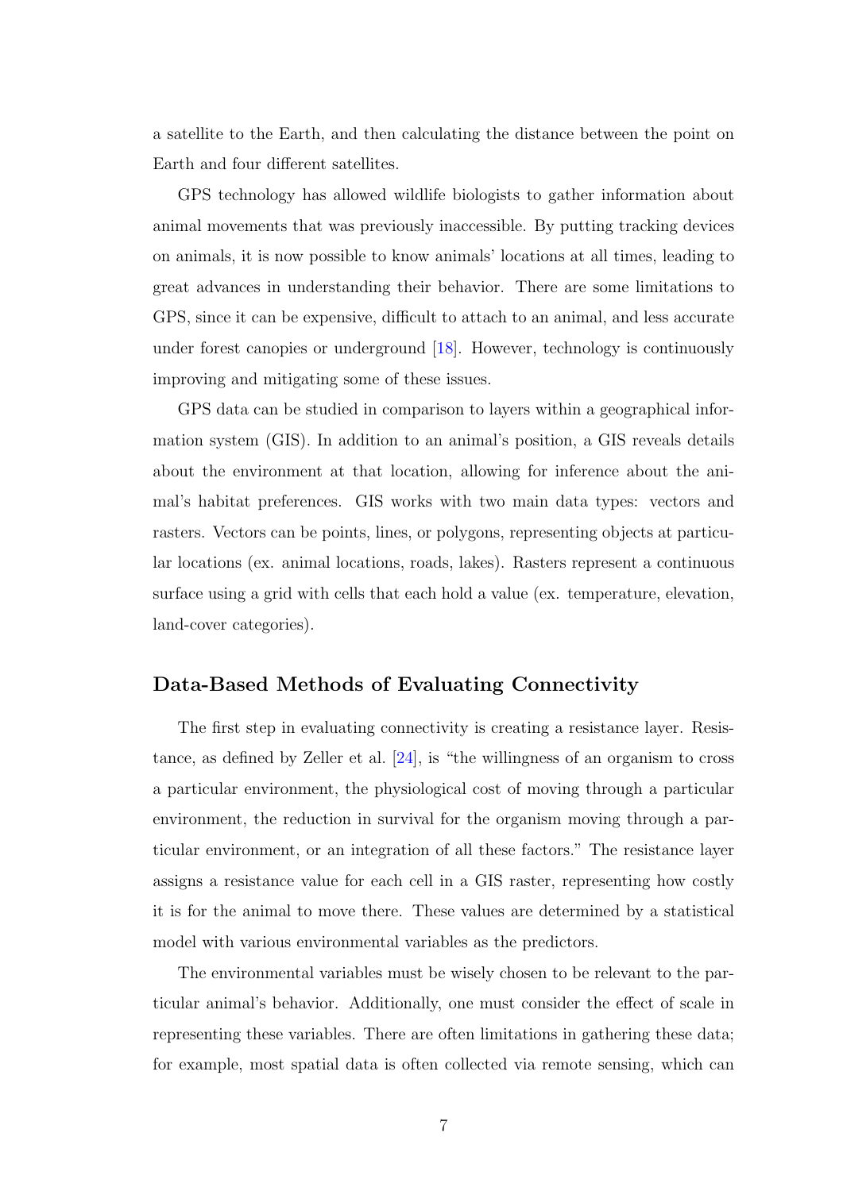a satellite to the Earth, and then calculating the distance between the point on Earth and four different satellites.

GPS technology has allowed wildlife biologists to gather information about animal movements that was previously inaccessible. By putting tracking devices on animals, it is now possible to know animals' locations at all times, leading to great advances in understanding their behavior. There are some limitations to GPS, since it can be expensive, difficult to attach to an animal, and less accurate under forest canopies or underground [18]. However, technology is continuously improving and mitigating some of these issues.

GPS data can be studied in comparison to layers within a geographical information system (GIS). In addition to an animal's position, a GIS reveals details about the environment at that location, allowing for inference about the animal's habitat preferences. GIS works with two main data types: vectors and rasters. Vectors can be points, lines, or polygons, representing objects at particular locations (ex. animal locations, roads, lakes). Rasters represent a continuous surface using a grid with cells that each hold a value (ex. temperature, elevation, land-cover categories).

## Data-Based Methods of Evaluating Connectivity

The first step in evaluating connectivity is creating a resistance layer. Resistance, as defined by Zeller et al. [24], is "the willingness of an organism to cross a particular environment, the physiological cost of moving through a particular environment, the reduction in survival for the organism moving through a particular environment, or an integration of all these factors." The resistance layer assigns a resistance value for each cell in a GIS raster, representing how costly it is for the animal to move there. These values are determined by a statistical model with various environmental variables as the predictors.

The environmental variables must be wisely chosen to be relevant to the particular animal's behavior. Additionally, one must consider the effect of scale in representing these variables. There are often limitations in gathering these data; for example, most spatial data is often collected via remote sensing, which can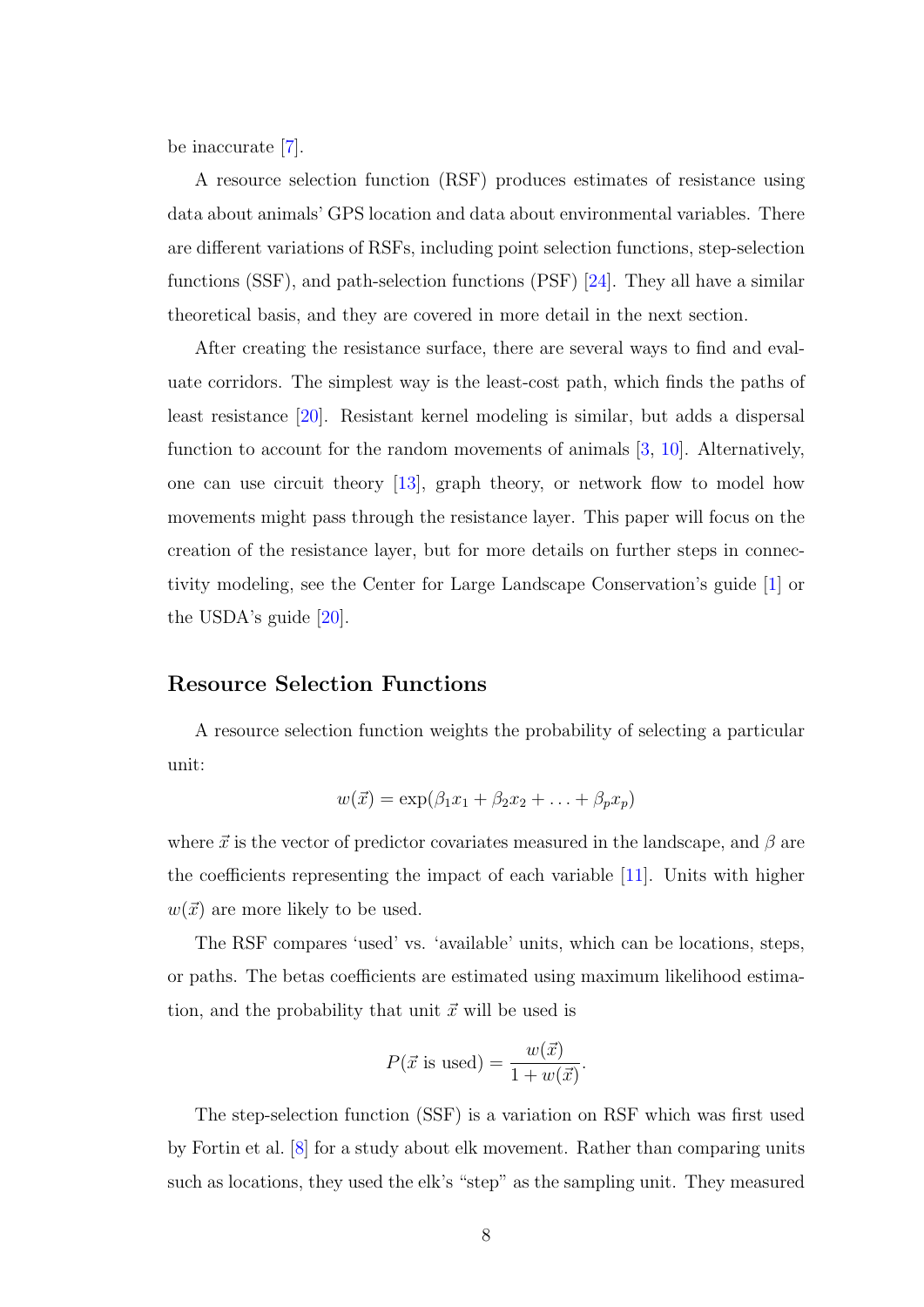be inaccurate [7].

A resource selection function (RSF) produces estimates of resistance using data about animals' GPS location and data about environmental variables. There are different variations of RSFs, including point selection functions, step-selection functions (SSF), and path-selection functions (PSF) [24]. They all have a similar theoretical basis, and they are covered in more detail in the next section.

After creating the resistance surface, there are several ways to find and evaluate corridors. The simplest way is the least-cost path, which finds the paths of least resistance [20]. Resistant kernel modeling is similar, but adds a dispersal function to account for the random movements of animals [3, 10]. Alternatively, one can use circuit theory [13], graph theory, or network flow to model how movements might pass through the resistance layer. This paper will focus on the creation of the resistance layer, but for more details on further steps in connectivity modeling, see the Center for Large Landscape Conservation's guide [1] or the USDA's guide [20].

## Resource Selection Functions

A resource selection function weights the probability of selecting a particular unit:

$$w(\vec{x}) = \exp(\beta_1 x_1 + \beta_2 x_2 + \ldots + \beta_p x_p)$$

where $\vec{x}$ is the vector of predictor covariates measured in the landscape, and $\beta$ are the coefficients representing the impact of each variable [11]. Units with higher $w(\vec{x})$ are more likely to be used.

The RSF compares 'used' vs. 'available' units, which can be locations, steps, or paths. The betas coefficients are estimated using maximum likelihood estimation, and the probability that unit $\vec{x}$ will be used is

$$P(\vec{x} \text{ is used}) = \frac{w(\vec{x})}{1 + w(\vec{x})}.$$

The step-selection function (SSF) is a variation on RSF which was first used by Fortin et al. [8] for a study about elk movement. Rather than comparing units such as locations, they used the elk's "step" as the sampling unit. They measured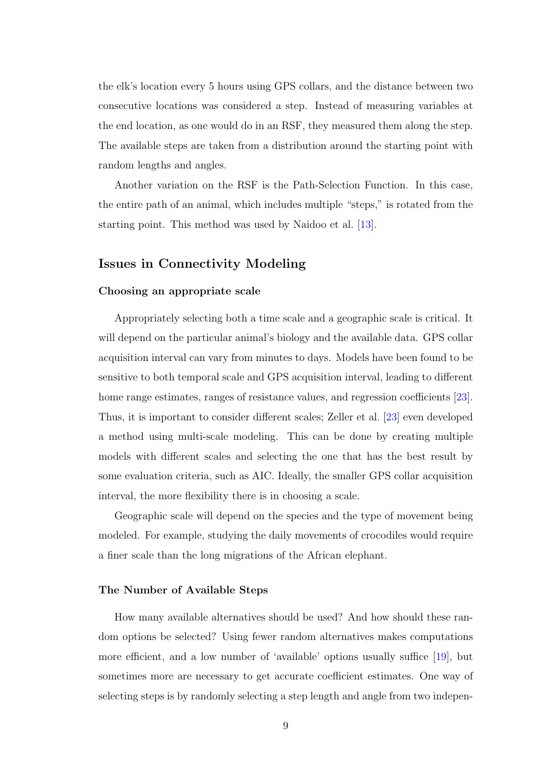the elk's location every 5 hours using GPS collars, and the distance between two consecutive locations was considered a step. Instead of measuring variables at the end location, as one would do in an RSF, they measured them along the step. The available steps are taken from a distribution around the starting point with random lengths and angles.

Another variation on the RSF is the Path-Selection Function. In this case, the entire path of an animal, which includes multiple "steps," is rotated from the starting point. This method was used by Naidoo et al. [13].

## Issues in Connectivity Modeling

### Choosing an appropriate scale

Appropriately selecting both a time scale and a geographic scale is critical. It will depend on the particular animal's biology and the available data. GPS collar acquisition interval can vary from minutes to days. Models have been found to be sensitive to both temporal scale and GPS acquisition interval, leading to different home range estimates, ranges of resistance values, and regression coefficients [23]. Thus, it is important to consider different scales; Zeller et al. [23] even developed a method using multi-scale modeling. This can be done by creating multiple models with different scales and selecting the one that has the best result by some evaluation criteria, such as AIC. Ideally, the smaller GPS collar acquisition interval, the more flexibility there is in choosing a scale.

Geographic scale will depend on the species and the type of movement being modeled. For example, studying the daily movements of crocodiles would require a finer scale than the long migrations of the African elephant.

### The Number of Available Steps

How many available alternatives should be used? And how should these random options be selected? Using fewer random alternatives makes computations more efficient, and a low number of 'available' options usually suffice [19], but sometimes more are necessary to get accurate coefficient estimates. One way of selecting steps is by randomly selecting a step length and angle from two indepen-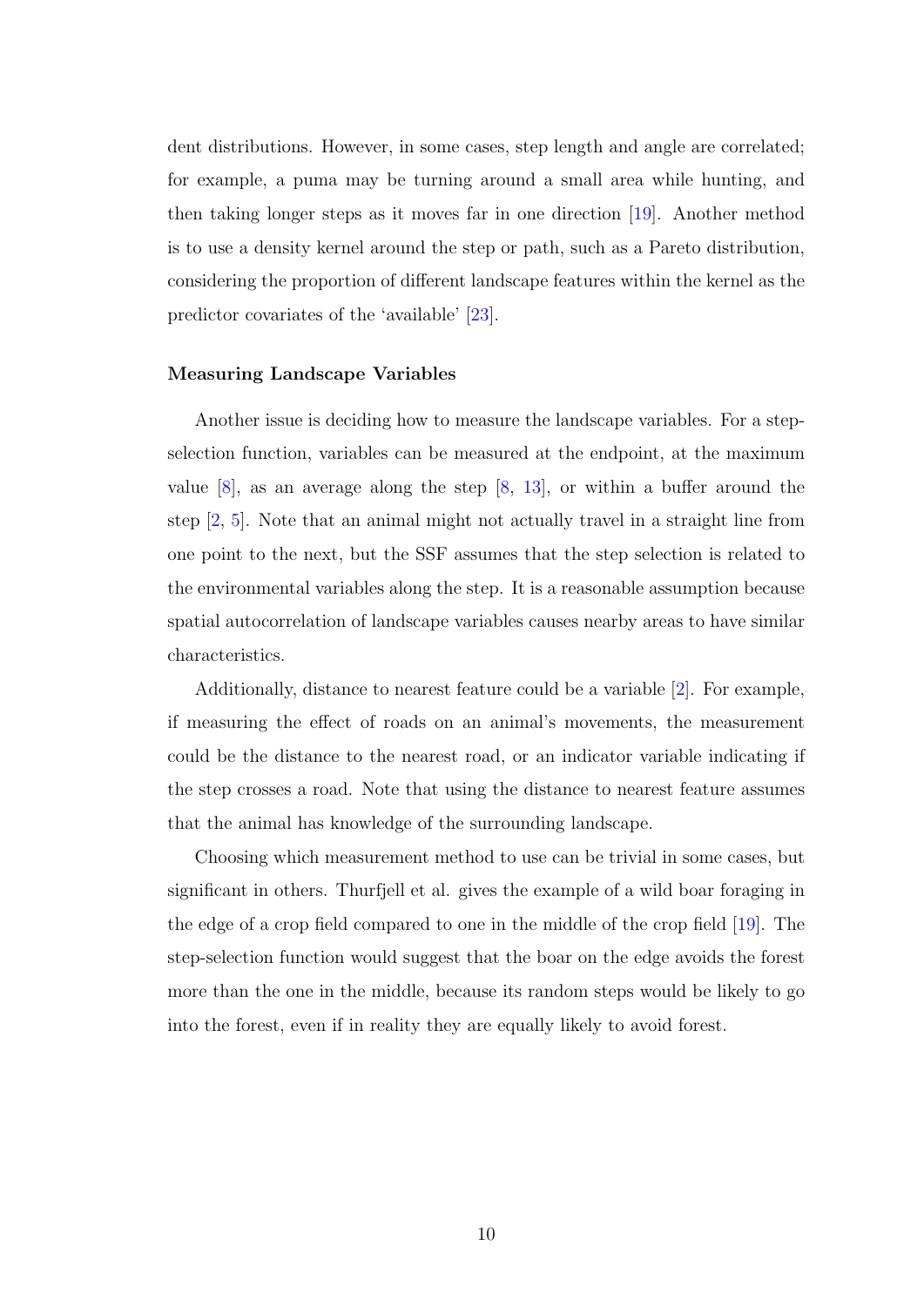dent distributions. However, in some cases, step length and angle are correlated; for example, a puma may be turning around a small area while hunting, and then taking longer steps as it moves far in one direction [19]. Another method is to use a density kernel around the step or path, such as a Pareto distribution, considering the proportion of different landscape features within the kernel as the predictor covariates of the 'available' [23].

### Measuring Landscape Variables

Another issue is deciding how to measure the landscape variables. For a step-selection function, variables can be measured at the endpoint, at the maximum value [8], as an average along the step [8, 13], or within a buffer around the step [2, 5]. Note that an animal might not actually travel in a straight line from one point to the next, but the SSF assumes that the step selection is related to the environmental variables along the step. It is a reasonable assumption because spatial autocorrelation of landscape variables causes nearby areas to have similar characteristics.

Additionally, distance to nearest feature could be a variable [2]. For example, if measuring the effect of roads on an animal's movements, the measurement could be the distance to the nearest road, or an indicator variable indicating if the step crosses a road. Note that using the distance to nearest feature assumes that the animal has knowledge of the surrounding landscape.

Choosing which measurement method to use can be trivial in some cases, but significant in others. Thurfjell et al. gives the example of a wild boar foraging in the edge of a crop field compared to one in the middle of the crop field [19]. The step-selection function would suggest that the boar on the edge avoids the forest more than the one in the middle, because its random steps would be likely to go into the forest, even if in reality they are equally likely to avoid forest.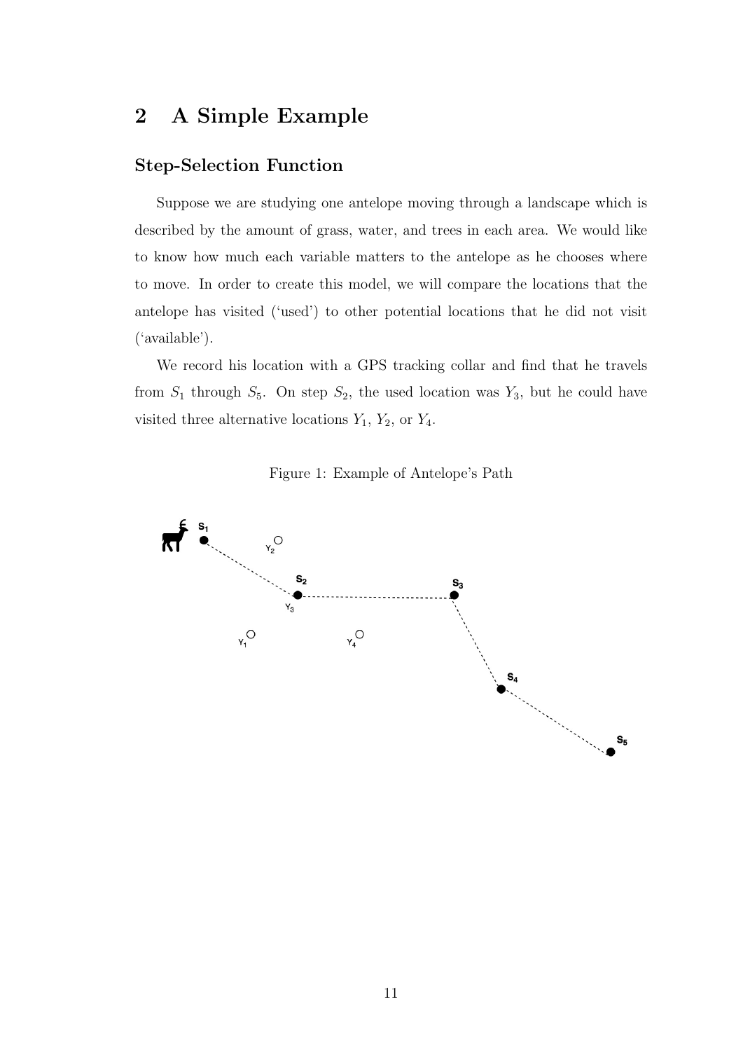## 2 A Simple Example

### Step-Selection Function

Suppose we are studying one antelope moving through a landscape which is described by the amount of grass, water, and trees in each area. We would like to know how much each variable matters to the antelope as he chooses where to move. In order to create this model, we will compare the locations that the antelope has visited ('used') to other potential locations that he did not visit ('available').

We record his location with a GPS tracking collar and find that he travels from $S_1$ through $S_5$. On step $S_2$, the used location was $Y_3$, but he could have visited three alternative locations $Y_1$, $Y_2$, or $Y_4$.

Figure 1: Example of Antelope's Path

$S_1$
$Y_2$
$S_2$
$Y_3$
$S_3$
$Y_1$
$Y_4$
$S_4$
$S_5$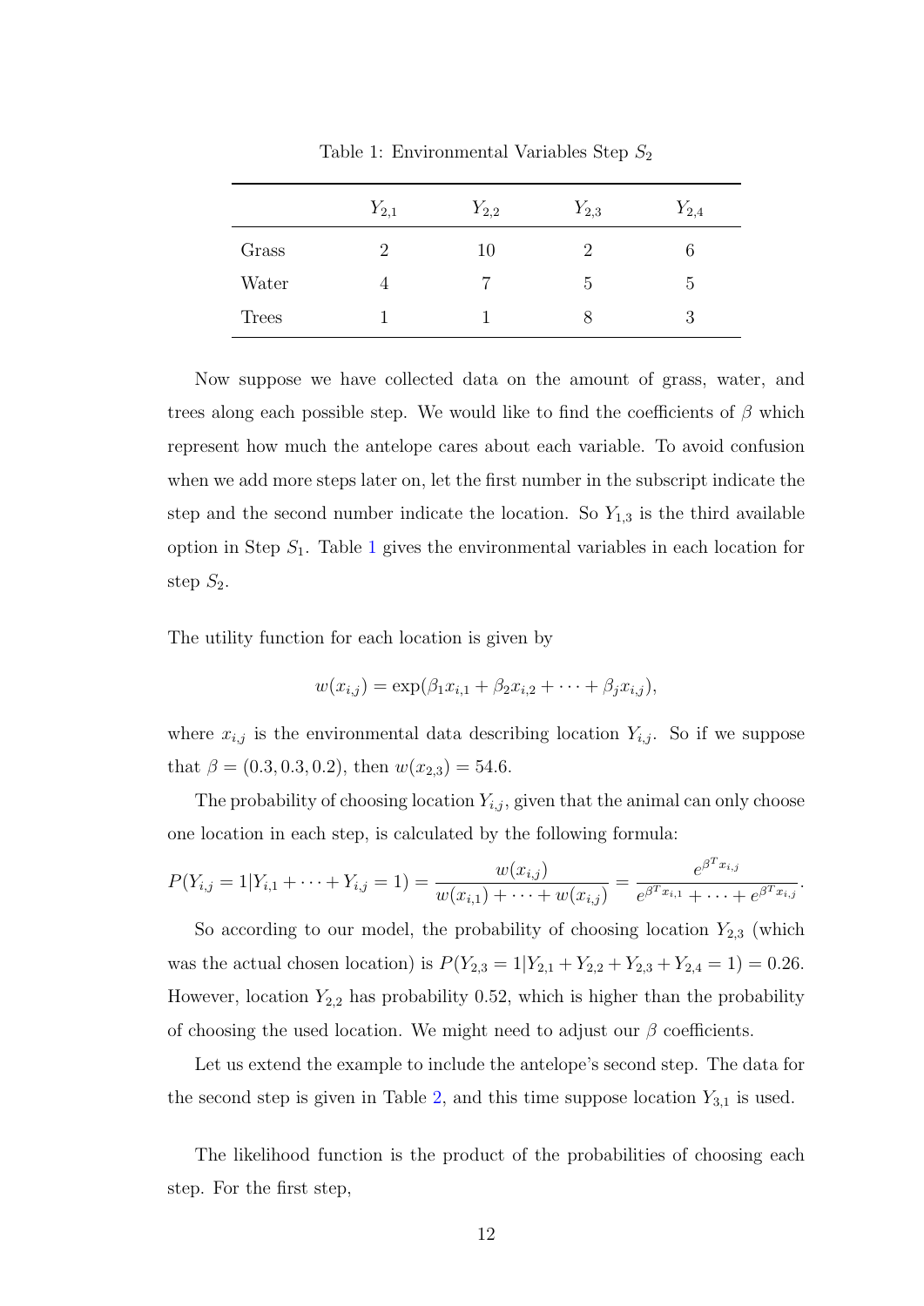Table 1: Environmental Variables Step $S_2$

| | $Y_{2,1}$ | $Y_{2,2}$ | $Y_{2,3}$ | $Y_{2,4}$ |
|---|---|---|---|---|
| Grass | 2 | 10 | 2 | 6 |
| Water | 4 | 7 | 5 | 5 |
| Trees | 1 | 1 | 8 | 3 |

Now suppose we have collected data on the amount of grass, water, and trees along each possible step. We would like to find the coefficients of $\beta$ which represent how much the antelope cares about each variable. To avoid confusion when we add more steps later on, let the first number in the subscript indicate the step and the second number indicate the location. So $Y_{1,3}$ is the third available option in Step $S_1$. Table 1 gives the environmental variables in each location for step $S_2$.

The utility function for each location is given by

$$w(x_{i,j}) = \exp(\beta_1 x_{i,1} + \beta_2 x_{i,2} + \cdots + \beta_j x_{i,j}),$$

where $x_{i,j}$ is the environmental data describing location $Y_{i,j}$. So if we suppose that $\beta = (0.3, 0.3, 0.2)$, then $w(x_{2,3}) = 54.6$.

The probability of choosing location $Y_{i,j}$, given that the animal can only choose one location in each step, is calculated by the following formula:

$$P(Y_{i,j} = 1 | Y_{i,1} + \cdots + Y_{i,j} = 1) = \frac{w(x_{i,j})}{w(x_{i,1}) + \cdots + w(x_{i,j})} = \frac{e^{\beta^T x_{i,j}}}{e^{\beta^T x_{i,1}} + \cdots + e^{\beta^T x_{i,j}}}.$$

So according to our model, the probability of choosing location $Y_{2,3}$ (which was the actual chosen location) is $P(Y_{2,3} = 1 | Y_{2,1} + Y_{2,2} + Y_{2,3} + Y_{2,4} = 1) = 0.26$. However, location $Y_{2,2}$ has probability 0.52, which is higher than the probability of choosing the used location. We might need to adjust our $\beta$ coefficients.

Let us extend the example to include the antelope's second step. The data for the second step is given in Table 2, and this time suppose location $Y_{3,1}$ is used.

The likelihood function is the product of the probabilities of choosing each step. For the first step,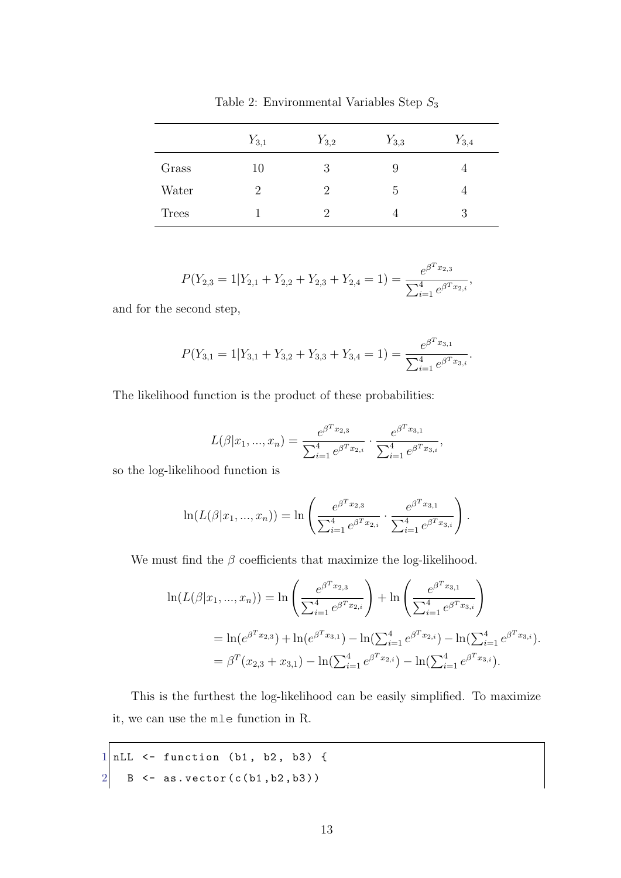Table 2: Environmental Variables Step $S_3$

| | $Y_{3,1}$ | $Y_{3,2}$ | $Y_{3,3}$ | $Y_{3,4}$ |
|---|---|---|---|---|
| Grass | 10 | 3 | 9 | 4 |
| Water | 2 | 2 | 5 | 4 |
| Trees | 1 | 2 | 4 | 3 |

$$P(Y_{2,3} = 1 | Y_{2,1} + Y_{2,2} + Y_{2,3} + Y_{2,4} = 1) = \frac{e^{\beta^T x_{2,3}}}{\sum_{i=1}^{4} e^{\beta^T x_{2,i}}},$$

and for the second step,

$$P(Y_{3,1} = 1 | Y_{3,1} + Y_{3,2} + Y_{3,3} + Y_{3,4} = 1) = \frac{e^{\beta^T x_{3,1}}}{\sum_{i=1}^{4} e^{\beta^T x_{3,i}}}.$$

The likelihood function is the product of these probabilities:

$$L(\beta | x_1, ..., x_n) = \frac{e^{\beta^T x_{2,3}}}{\sum_{i=1}^{4} e^{\beta^T x_{2,i}}} \cdot \frac{e^{\beta^T x_{3,1}}}{\sum_{i=1}^{4} e^{\beta^T x_{3,i}}},$$

so the log-likelihood function is

$$\ln(L(\beta | x_1, ..., x_n)) = \ln\left(\frac{e^{\beta^T x_{2,3}}}{\sum_{i=1}^{4} e^{\beta^T x_{2,i}}} \cdot \frac{e^{\beta^T x_{3,1}}}{\sum_{i=1}^{4} e^{\beta^T x_{3,i}}}\right).$$

We must find the $\beta$ coefficients that maximize the log-likelihood.

$$\begin{aligned}
\ln(L(\beta | x_1, ..., x_n)) &= \ln\left(\frac{e^{\beta^T x_{2,3}}}{\sum_{i=1}^{4} e^{\beta^T x_{2,i}}}\right) + \ln\left(\frac{e^{\beta^T x_{3,1}}}{\sum_{i=1}^{4} e^{\beta^T x_{3,i}}}\right) \\
&= \ln(e^{\beta^T x_{2,3}}) + \ln(e^{\beta^T x_{3,1}}) - \ln(\textstyle\sum_{i=1}^{4} e^{\beta^T x_{2,i}}) - \ln(\textstyle\sum_{i=1}^{4} e^{\beta^T x_{3,i}}). \\
&= \beta^T (x_{2,3} + x_{3,1}) - \ln(\textstyle\sum_{i=1}^{4} e^{\beta^T x_{2,i}}) - \ln(\textstyle\sum_{i=1}^{4} e^{\beta^T x_{3,i}}).
\end{aligned}$$

This is the furthest the log-likelihood can be easily simplified. To maximize it, we can use the mle function in R.

```
nLL <- function (b1, b2, b3) {
  B <- as.vector(c(b1,b2,b3))
```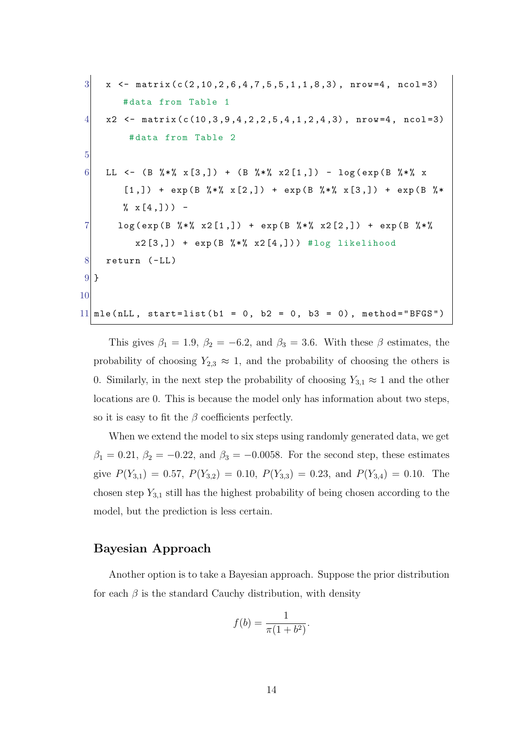```
  x <- matrix(c(2,10,2,6,4,7,5,5,1,1,8,3), nrow=4, ncol=3)
     #data from Table 1
  x2 <- matrix(c(10,3,9,4,2,2,5,4,1,2,4,3), nrow=4, ncol=3)
      #data from Table 2

  LL <- (B %*% x[3,]) + (B %*% x2[1,]) - log(exp(B %*% x
     [1,]) + exp(B %*% x[2,]) + exp(B %*% x[3,]) + exp(B %*
     % x[4,])) -
    log(exp(B %*% x2[1,]) + exp(B %*% x2[2,]) + exp(B %*%
       x2[3,]) + exp(B %*% x2[4,])) #log likelihood
  return (-LL)
}

mle(nLL, start=list(b1 = 0, b2 = 0, b3 = 0), method="BFGS")
```

This gives $\beta_1 = 1.9$, $\beta_2 = -6.2$, and $\beta_3 = 3.6$. With these $\beta$ estimates, the probability of choosing $Y_{2,3} \approx 1$, and the probability of choosing the others is 0. Similarly, in the next step the probability of choosing $Y_{3,1} \approx 1$ and the other locations are 0. This is because the model only has information about two steps, so it is easy to fit the $\beta$ coefficients perfectly.

When we extend the model to six steps using randomly generated data, we get $\beta_1 = 0.21$, $\beta_2 = -0.22$, and $\beta_3 = -0.0058$. For the second step, these estimates give $P(Y_{3,1}) = 0.57$, $P(Y_{3,2}) = 0.10$, $P(Y_{3,3}) = 0.23$, and $P(Y_{3,4}) = 0.10$. The chosen step $Y_{3,1}$ still has the highest probability of being chosen according to the model, but the prediction is less certain.

### Bayesian Approach

Another option is to take a Bayesian approach. Suppose the prior distribution for each $\beta$ is the standard Cauchy distribution, with density

$$f(b) = \frac{1}{\pi(1 + b^2)}.$$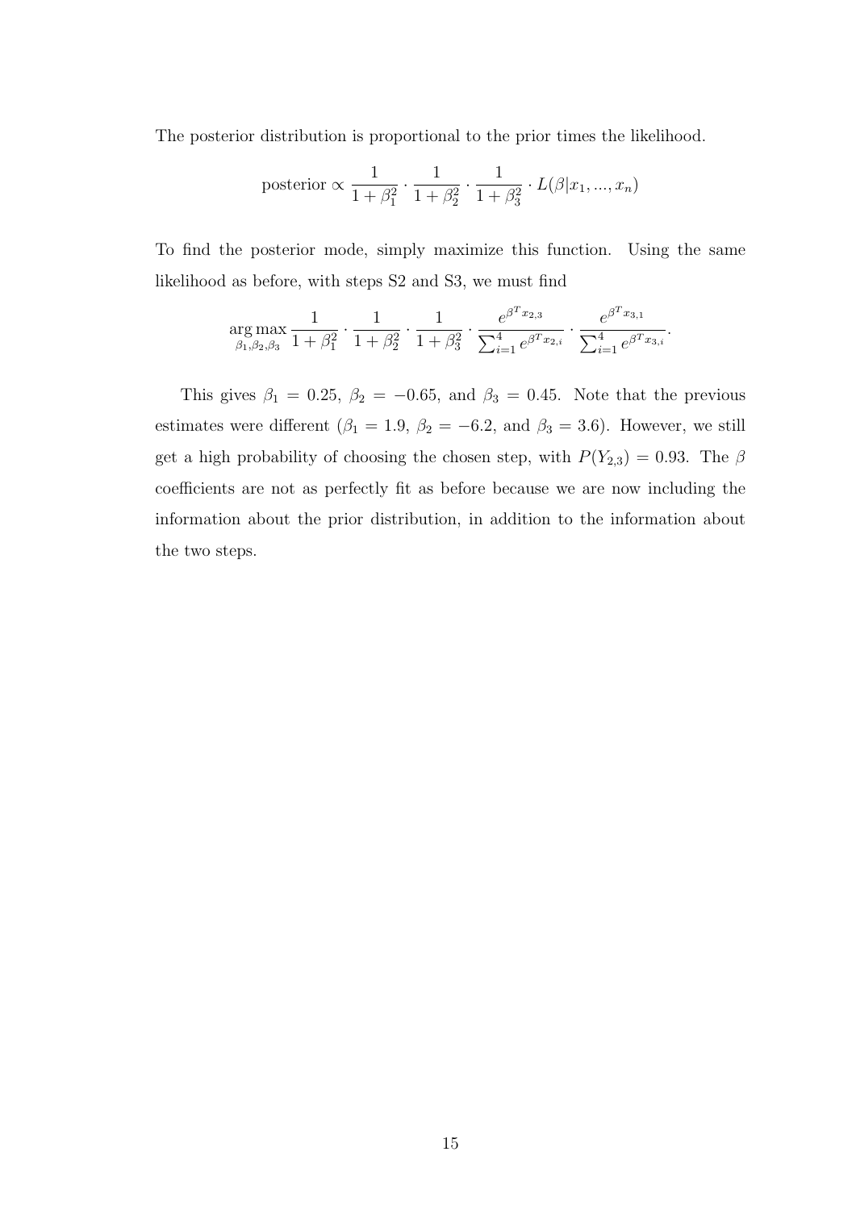The posterior distribution is proportional to the prior times the likelihood.

$$\text{posterior} \propto \frac{1}{1+\beta_1^2} \cdot \frac{1}{1+\beta_2^2} \cdot \frac{1}{1+\beta_3^2} \cdot L(\beta | x_1, ..., x_n)$$

To find the posterior mode, simply maximize this function. Using the same likelihood as before, with steps S2 and S3, we must find

$$\underset{\beta_1,\beta_2,\beta_3}{\arg\max} \frac{1}{1+\beta_1^2} \cdot \frac{1}{1+\beta_2^2} \cdot \frac{1}{1+\beta_3^2} \cdot \frac{e^{\beta^T x_{2,3}}}{\sum_{i=1}^{4} e^{\beta^T x_{2,i}}} \cdot \frac{e^{\beta^T x_{3,1}}}{\sum_{i=1}^{4} e^{\beta^T x_{3,i}}}.$$

This gives $\beta_1 = 0.25$, $\beta_2 = -0.65$, and $\beta_3 = 0.45$. Note that the previous estimates were different ($\beta_1 = 1.9$, $\beta_2 = -6.2$, and $\beta_3 = 3.6$). However, we still get a high probability of choosing the chosen step, with $P(Y_{2,3}) = 0.93$. The $\beta$ coefficients are not as perfectly fit as before because we are now including the information about the prior distribution, in addition to the information about the two steps.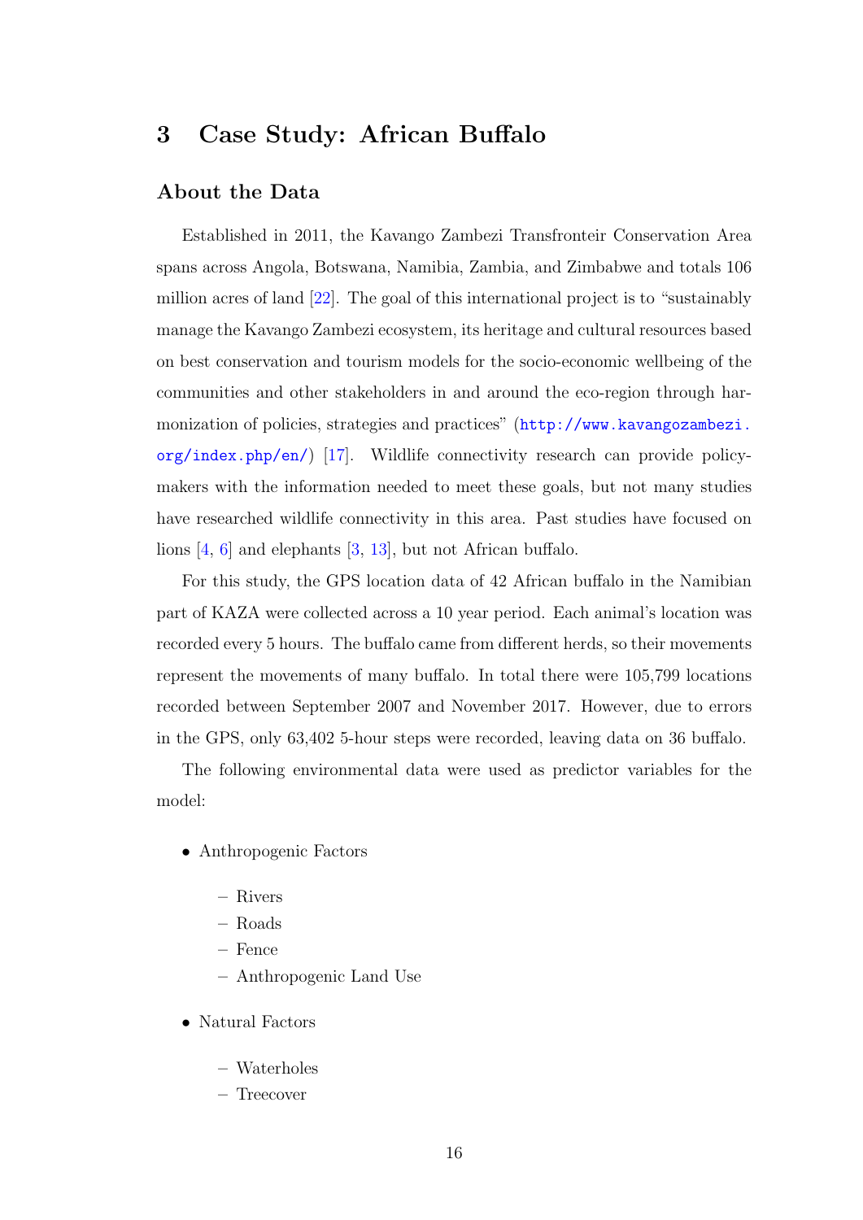## 3 Case Study: African Buffalo

### About the Data

Established in 2011, the Kavango Zambezi Transfronteir Conservation Area spans across Angola, Botswana, Namibia, Zambia, and Zimbabwe and totals 106 million acres of land [22]. The goal of this international project is to "sustainably manage the Kavango Zambezi ecosystem, its heritage and cultural resources based on best conservation and tourism models for the socio-economic wellbeing of the communities and other stakeholders in and around the eco-region through harmonization of policies, strategies and practices" (http://www.kavangozambezi.org/index.php/en/) [17]. Wildlife connectivity research can provide policymakers with the information needed to meet these goals, but not many studies have researched wildlife connectivity in this area. Past studies have focused on lions [4, 6] and elephants [3, 13], but not African buffalo.

For this study, the GPS location data of 42 African buffalo in the Namibian part of KAZA were collected across a 10 year period. Each animal's location was recorded every 5 hours. The buffalo came from different herds, so their movements represent the movements of many buffalo. In total there were 105,799 locations recorded between September 2007 and November 2017. However, due to errors in the GPS, only 63,402 5-hour steps were recorded, leaving data on 36 buffalo.

The following environmental data were used as predictor variables for the model:

- Anthropogenic Factors
  - Rivers
  - Roads
  - Fence
  - Anthropogenic Land Use
- Natural Factors
  - Waterholes
  - Treecover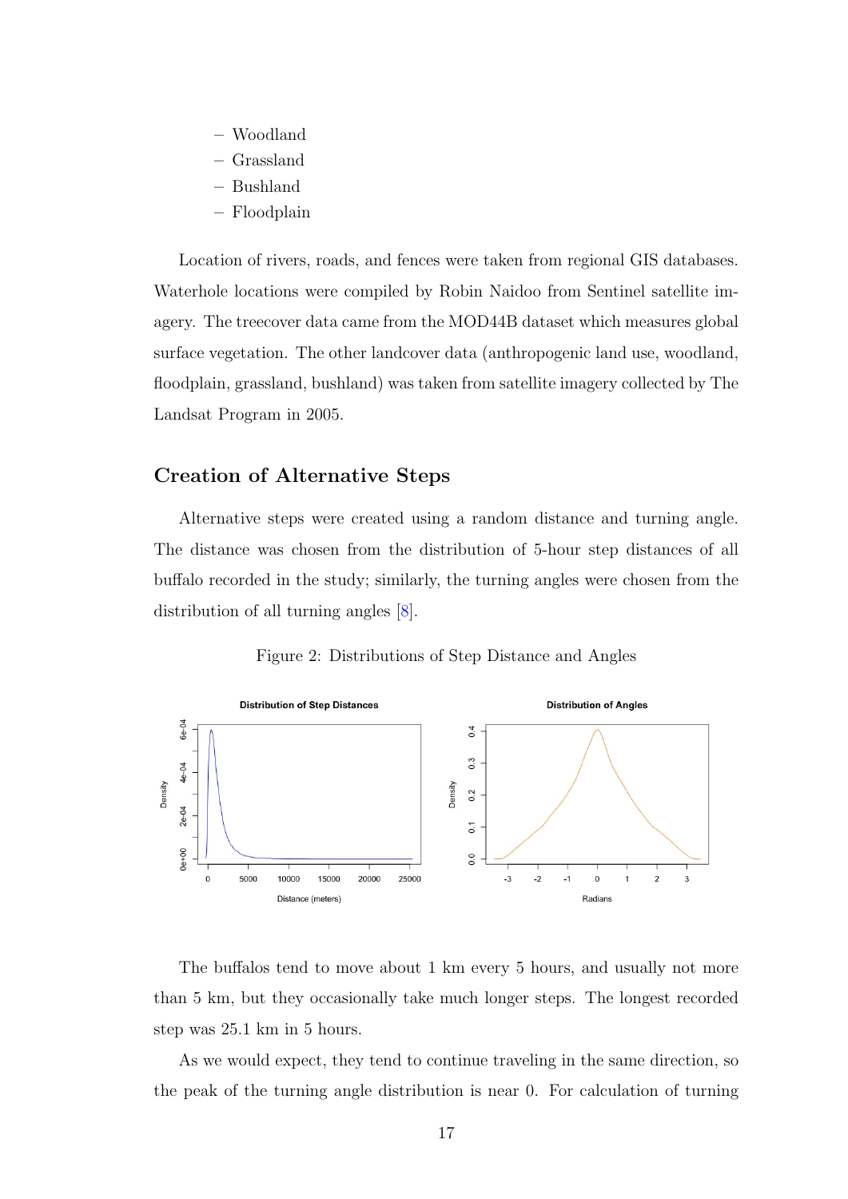- Woodland
- Grassland
- Bushland
- Floodplain

Location of rivers, roads, and fences were taken from regional GIS databases. Waterhole locations were compiled by Robin Naidoo from Sentinel satellite imagery. The treecover data came from the MOD44B dataset which measures global surface vegetation. The other landcover data (anthropogenic land use, woodland, floodplain, grassland, bushland) was taken from satellite imagery collected by The Landsat Program in 2005.

## Creation of Alternative Steps

Alternative steps were created using a random distance and turning angle. The distance was chosen from the distribution of 5-hour step distances of all buffalo recorded in the study; similarly, the turning angles were chosen from the distribution of all turning angles [8].

Figure 2: Distributions of Step Distance and Angles

Distribution of Step Distances

Density

0e+00
2e-04
4e-04
6e-04

0
5000
10000
15000
20000
25000

Distance (meters)

Distribution of Angles

Density

0.0
0.1
0.2
0.3
0.4

-3
-2
-1
0
1
2
3

Radians

The buffalos tend to move about 1 km every 5 hours, and usually not more than 5 km, but they occasionally take much longer steps. The longest recorded step was 25.1 km in 5 hours.

As we would expect, they tend to continue traveling in the same direction, so the peak of the turning angle distribution is near 0. For calculation of turning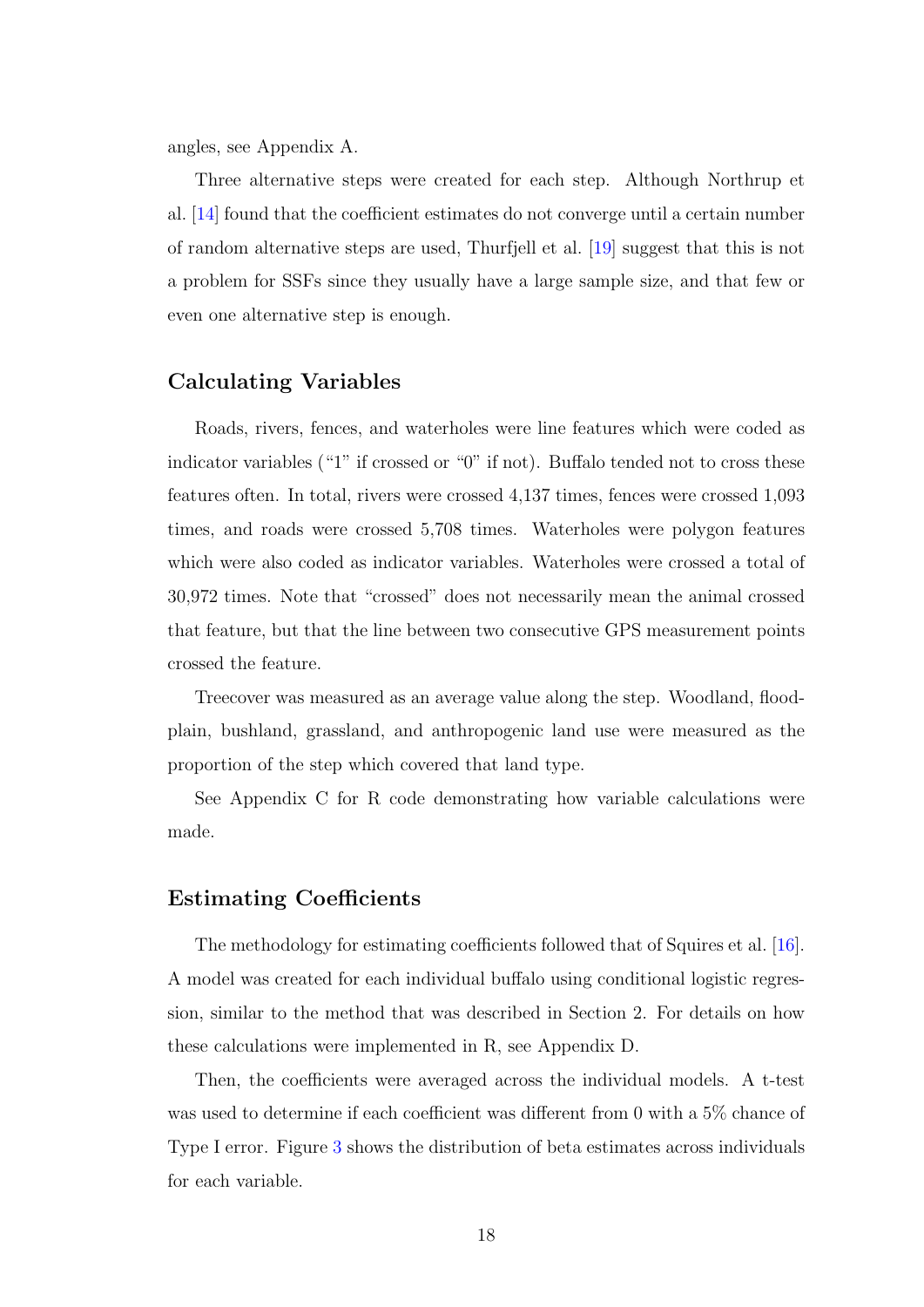angles, see Appendix A.

Three alternative steps were created for each step. Although Northrup et al. [14] found that the coefficient estimates do not converge until a certain number of random alternative steps are used, Thurfjell et al. [19] suggest that this is not a problem for SSFs since they usually have a large sample size, and that few or even one alternative step is enough.

## Calculating Variables

Roads, rivers, fences, and waterholes were line features which were coded as indicator variables ("1" if crossed or "0" if not). Buffalo tended not to cross these features often. In total, rivers were crossed 4,137 times, fences were crossed 1,093 times, and roads were crossed 5,708 times. Waterholes were polygon features which were also coded as indicator variables. Waterholes were crossed a total of 30,972 times. Note that "crossed" does not necessarily mean the animal crossed that feature, but that the line between two consecutive GPS measurement points crossed the feature.

Treecover was measured as an average value along the step. Woodland, floodplain, bushland, grassland, and anthropogenic land use were measured as the proportion of the step which covered that land type.

See Appendix C for R code demonstrating how variable calculations were made.

## Estimating Coefficients

The methodology for estimating coefficients followed that of Squires et al. [16]. A model was created for each individual buffalo using conditional logistic regression, similar to the method that was described in Section 2. For details on how these calculations were implemented in R, see Appendix D.

Then, the coefficients were averaged across the individual models. A t-test was used to determine if each coefficient was different from 0 with a 5% chance of Type I error. Figure 3 shows the distribution of beta estimates across individuals for each variable.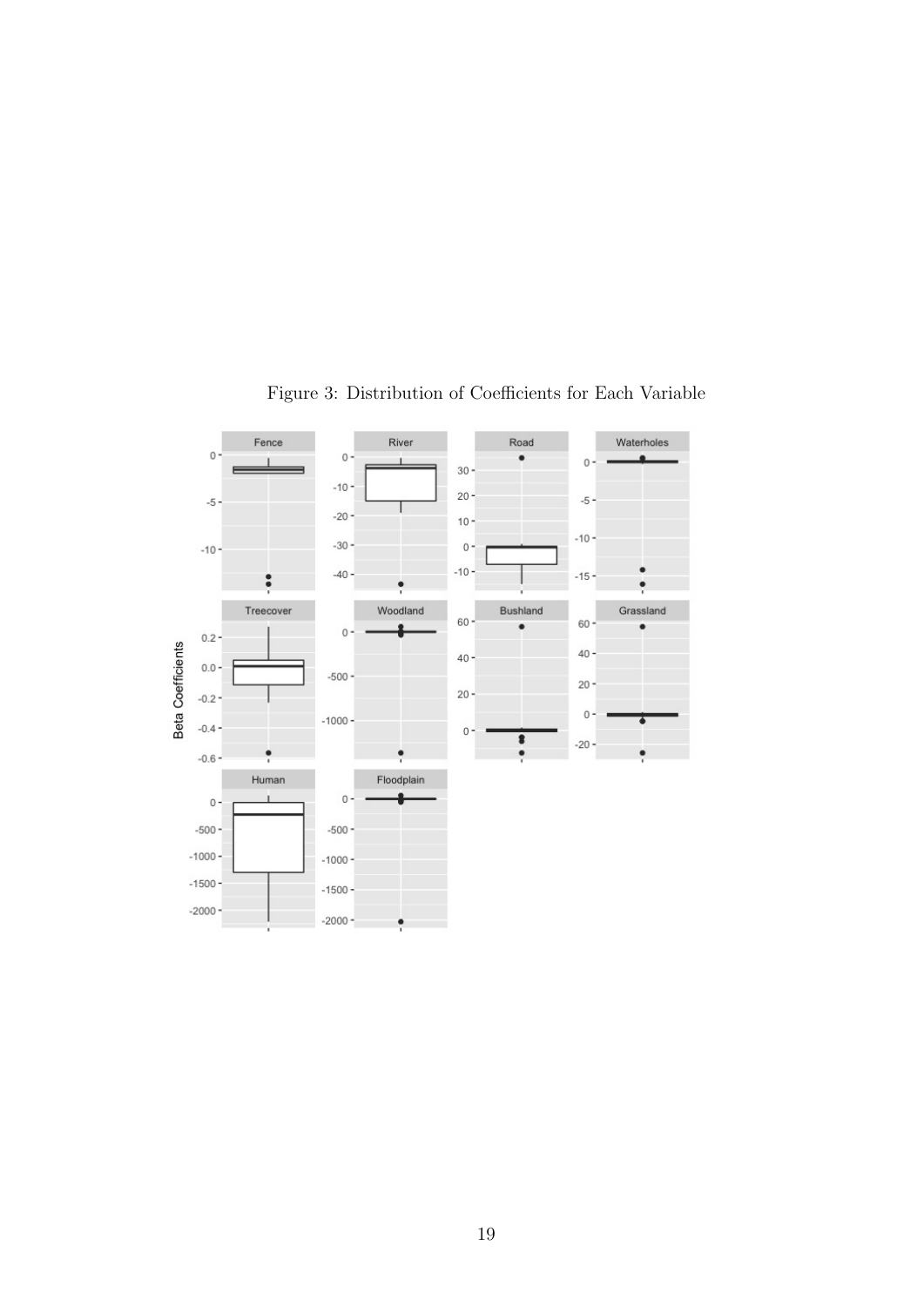Figure 3: Distribution of Coefficients for Each Variable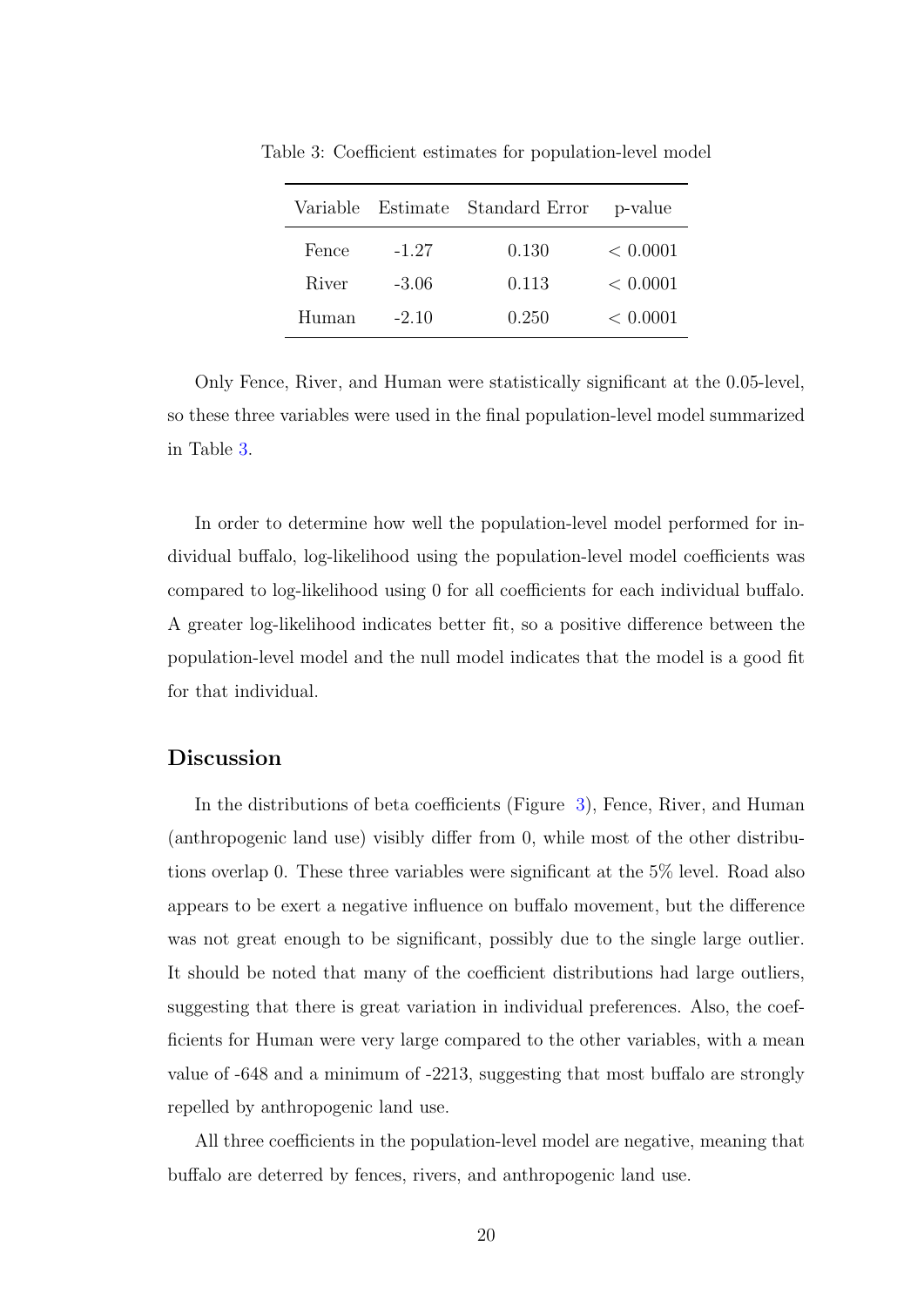Table 3: Coefficient estimates for population-level model

| Variable | Estimate | Standard Error | p-value |
|---|---|---|---|
| Fence | -1.27 | 0.130 | $< 0.0001$ |
| River | -3.06 | 0.113 | $< 0.0001$ |
| Human | -2.10 | 0.250 | $< 0.0001$ |

Only Fence, River, and Human were statistically significant at the 0.05-level, so these three variables were used in the final population-level model summarized in Table 3.

In order to determine how well the population-level model performed for individual buffalo, log-likelihood using the population-level model coefficients was compared to log-likelihood using 0 for all coefficients for each individual buffalo. A greater log-likelihood indicates better fit, so a positive difference between the population-level model and the null model indicates that the model is a good fit for that individual.

## Discussion

In the distributions of beta coefficients (Figure 3), Fence, River, and Human (anthropogenic land use) visibly differ from 0, while most of the other distributions overlap 0. These three variables were significant at the 5% level. Road also appears to be exert a negative influence on buffalo movement, but the difference was not great enough to be significant, possibly due to the single large outlier. It should be noted that many of the coefficient distributions had large outliers, suggesting that there is great variation in individual preferences. Also, the coefficients for Human were very large compared to the other variables, with a mean value of -648 and a minimum of -2213, suggesting that most buffalo are strongly repelled by anthropogenic land use.

All three coefficients in the population-level model are negative, meaning that buffalo are deterred by fences, rivers, and anthropogenic land use.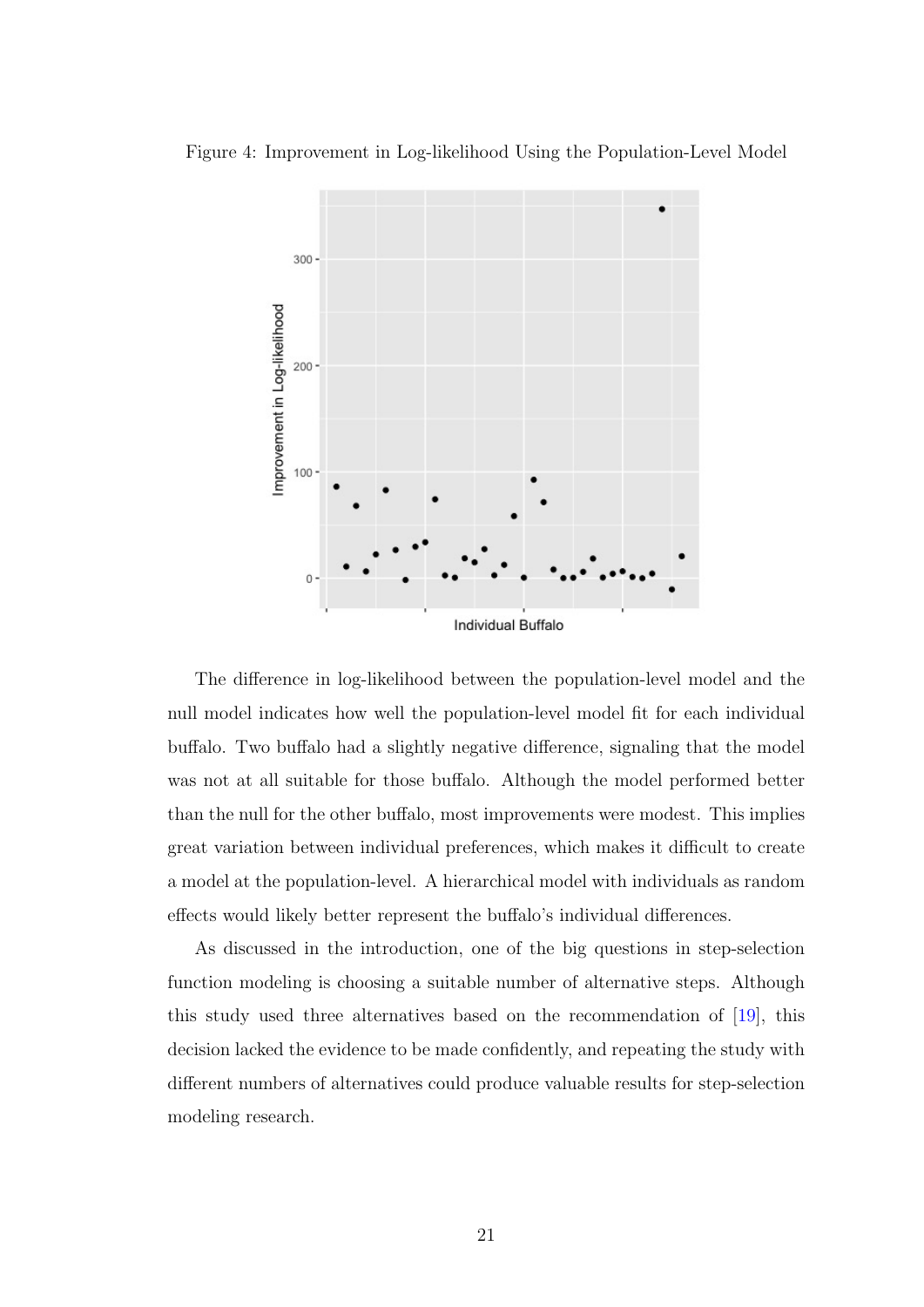Figure 4: Improvement in Log-likelihood Using the Population-Level Model

Improvement in Log-likelihood

300

200

100

0

Individual Buffalo

The difference in log-likelihood between the population-level model and the null model indicates how well the population-level model fit for each individual buffalo. Two buffalo had a slightly negative difference, signaling that the model was not at all suitable for those buffalo. Although the model performed better than the null for the other buffalo, most improvements were modest. This implies great variation between individual preferences, which makes it difficult to create a model at the population-level. A hierarchical model with individuals as random effects would likely better represent the buffalo's individual differences.

As discussed in the introduction, one of the big questions in step-selection function modeling is choosing a suitable number of alternative steps. Although this study used three alternatives based on the recommendation of [19], this decision lacked the evidence to be made confidently, and repeating the study with different numbers of alternatives could produce valuable results for step-selection modeling research.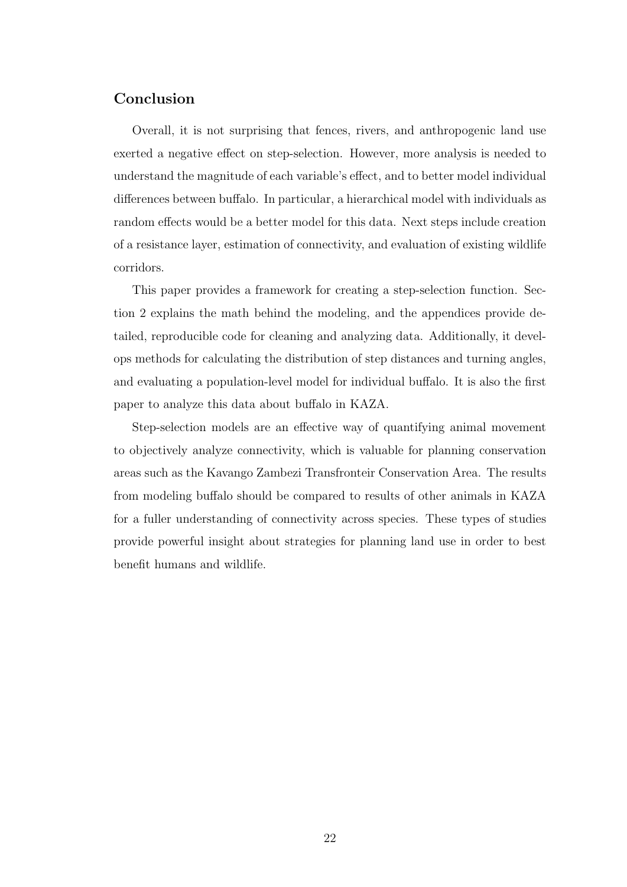## Conclusion

Overall, it is not surprising that fences, rivers, and anthropogenic land use exerted a negative effect on step-selection. However, more analysis is needed to understand the magnitude of each variable's effect, and to better model individual differences between buffalo. In particular, a hierarchical model with individuals as random effects would be a better model for this data. Next steps include creation of a resistance layer, estimation of connectivity, and evaluation of existing wildlife corridors.

This paper provides a framework for creating a step-selection function. Section 2 explains the math behind the modeling, and the appendices provide detailed, reproducible code for cleaning and analyzing data. Additionally, it develops methods for calculating the distribution of step distances and turning angles, and evaluating a population-level model for individual buffalo. It is also the first paper to analyze this data about buffalo in KAZA.

Step-selection models are an effective way of quantifying animal movement to objectively analyze connectivity, which is valuable for planning conservation areas such as the Kavango Zambezi Transfronteir Conservation Area. The results from modeling buffalo should be compared to results of other animals in KAZA for a fuller understanding of connectivity across species. These types of studies provide powerful insight about strategies for planning land use in order to best benefit humans and wildlife.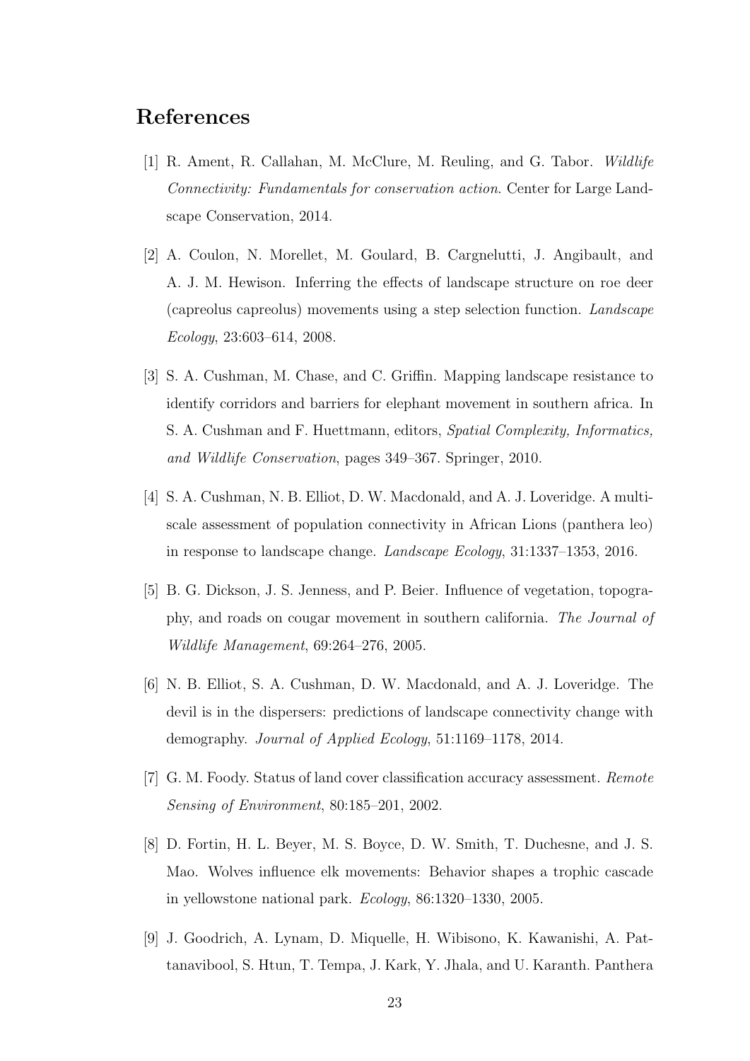## References

[1] R. Ament, R. Callahan, M. McClure, M. Reuling, and G. Tabor. *Wildlife Connectivity: Fundamentals for conservation action*. Center for Large Landscape Conservation, 2014.

[2] A. Coulon, N. Morellet, M. Goulard, B. Cargnelutti, J. Angibault, and A. J. M. Hewison. Inferring the effects of landscape structure on roe deer (capreolus capreolus) movements using a step selection function. *Landscape Ecology*, 23:603–614, 2008.

[3] S. A. Cushman, M. Chase, and C. Griffin. Mapping landscape resistance to identify corridors and barriers for elephant movement in southern africa. In S. A. Cushman and F. Huettmann, editors, *Spatial Complexity, Informatics, and Wildlife Conservation*, pages 349–367. Springer, 2010.

[4] S. A. Cushman, N. B. Elliot, D. W. Macdonald, and A. J. Loveridge. A multi-scale assessment of population connectivity in African Lions (panthera leo) in response to landscape change. *Landscape Ecology*, 31:1337–1353, 2016.

[5] B. G. Dickson, J. S. Jenness, and P. Beier. Influence of vegetation, topography, and roads on cougar movement in southern california. *The Journal of Wildlife Management*, 69:264–276, 2005.

[6] N. B. Elliot, S. A. Cushman, D. W. Macdonald, and A. J. Loveridge. The devil is in the dispersers: predictions of landscape connectivity change with demography. *Journal of Applied Ecology*, 51:1169–1178, 2014.

[7] G. M. Foody. Status of land cover classification accuracy assessment. *Remote Sensing of Environment*, 80:185–201, 2002.

[8] D. Fortin, H. L. Beyer, M. S. Boyce, D. W. Smith, T. Duchesne, and J. S. Mao. Wolves influence elk movements: Behavior shapes a trophic cascade in yellowstone national park. *Ecology*, 86:1320–1330, 2005.

[9] J. Goodrich, A. Lynam, D. Miquelle, H. Wibisono, K. Kawanishi, A. Pattanavibool, S. Htun, T. Tempa, J. Kark, Y. Jhala, and U. Karanth. Panthera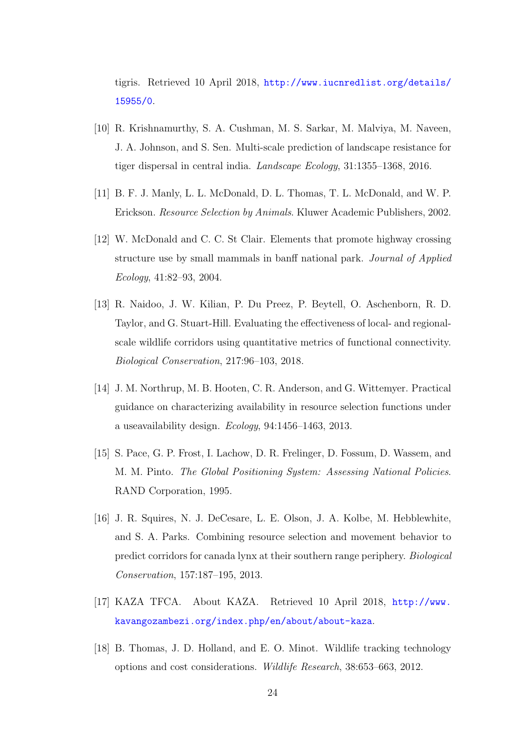tigris. Retrieved 10 April 2018, http://www.iucnredlist.org/details/15955/0.

[10] R. Krishnamurthy, S. A. Cushman, M. S. Sarkar, M. Malviya, M. Naveen, J. A. Johnson, and S. Sen. Multi-scale prediction of landscape resistance for tiger dispersal in central india. *Landscape Ecology*, 31:1355–1368, 2016.

[11] B. F. J. Manly, L. L. McDonald, D. L. Thomas, T. L. McDonald, and W. P. Erickson. *Resource Selection by Animals*. Kluwer Academic Publishers, 2002.

[12] W. McDonald and C. C. St Clair. Elements that promote highway crossing structure use by small mammals in banff national park. *Journal of Applied Ecology*, 41:82–93, 2004.

[13] R. Naidoo, J. W. Kilian, P. Du Preez, P. Beytell, O. Aschenborn, R. D. Taylor, and G. Stuart-Hill. Evaluating the effectiveness of local- and regional-scale wildlife corridors using quantitative metrics of functional connectivity. *Biological Conservation*, 217:96–103, 2018.

[14] J. M. Northrup, M. B. Hooten, C. R. Anderson, and G. Wittemyer. Practical guidance on characterizing availability in resource selection functions under a useavailability design. *Ecology*, 94:1456–1463, 2013.

[15] S. Pace, G. P. Frost, I. Lachow, D. R. Frelinger, D. Fossum, D. Wassem, and M. M. Pinto. *The Global Positioning System: Assessing National Policies*. RAND Corporation, 1995.

[16] J. R. Squires, N. J. DeCesare, L. E. Olson, J. A. Kolbe, M. Hebblewhite, and S. A. Parks. Combining resource selection and movement behavior to predict corridors for canada lynx at their southern range periphery. *Biological Conservation*, 157:187–195, 2013.

[17] KAZA TFCA. About KAZA. Retrieved 10 April 2018, http://www.kavangozambezi.org/index.php/en/about/about-kaza.

[18] B. Thomas, J. D. Holland, and E. O. Minot. Wildlife tracking technology options and cost considerations. *Wildlife Research*, 38:653–663, 2012.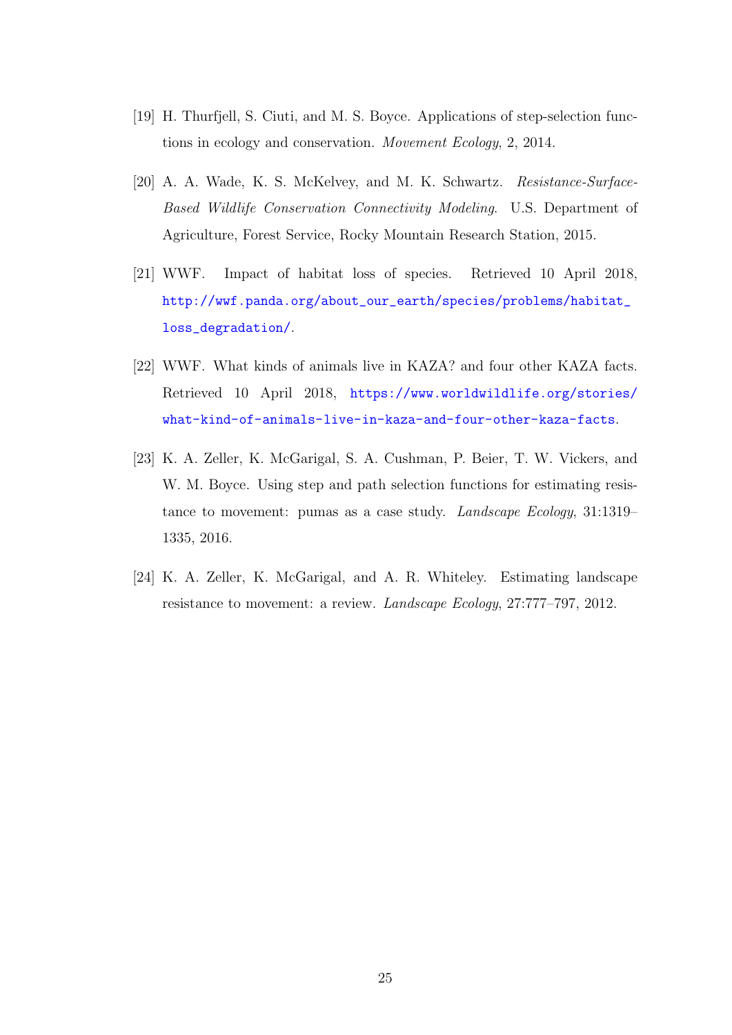[19] H. Thurfjell, S. Ciuti, and M. S. Boyce. Applications of step-selection functions in ecology and conservation. *Movement Ecology*, 2, 2014.

[20] A. A. Wade, K. S. McKelvey, and M. K. Schwartz. *Resistance-Surface-Based Wildlife Conservation Connectivity Modeling*. U.S. Department of Agriculture, Forest Service, Rocky Mountain Research Station, 2015.

[21] WWF. Impact of habitat loss of species. Retrieved 10 April 2018, http://wwf.panda.org/about_our_earth/species/problems/habitat_loss_degradation/.

[22] WWF. What kinds of animals live in KAZA? and four other KAZA facts. Retrieved 10 April 2018, https://www.worldwildlife.org/stories/what-kind-of-animals-live-in-kaza-and-four-other-kaza-facts.

[23] K. A. Zeller, K. McGarigal, S. A. Cushman, P. Beier, T. W. Vickers, and W. M. Boyce. Using step and path selection functions for estimating resistance to movement: pumas as a case study. *Landscape Ecology*, 31:1319–1335, 2016.

[24] K. A. Zeller, K. McGarigal, and A. R. Whiteley. Estimating landscape resistance to movement: a review. *Landscape Ecology*, 27:777–797, 2012.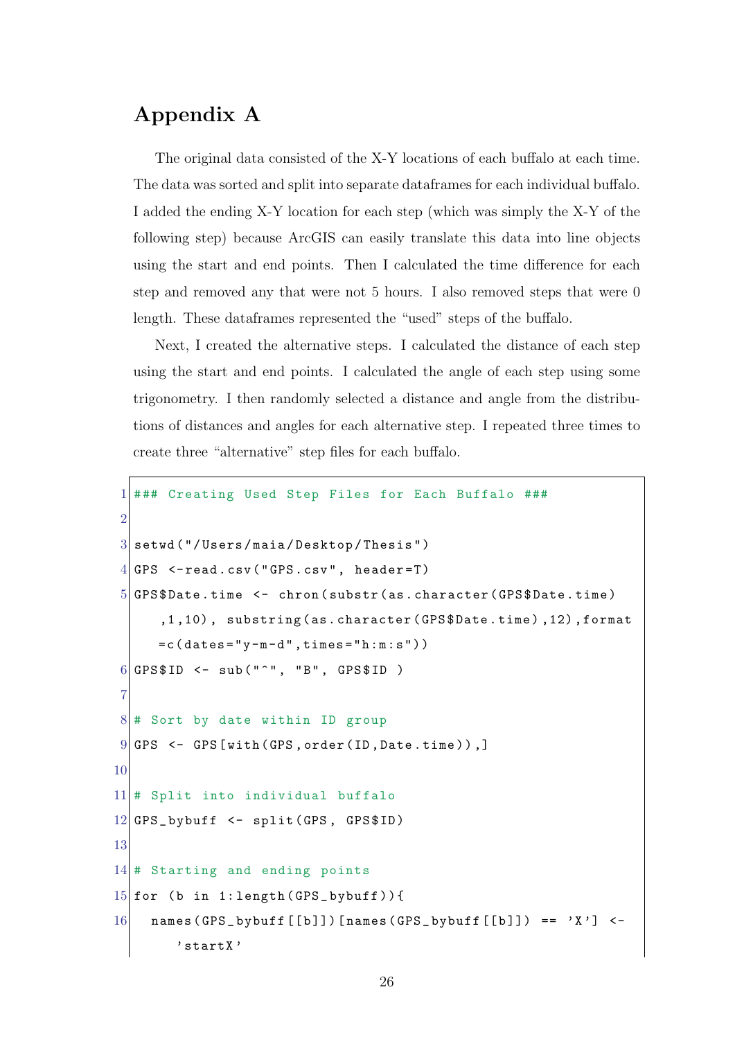# Appendix A

The original data consisted of the X-Y locations of each buffalo at each time. The data was sorted and split into separate dataframes for each individual buffalo. I added the ending X-Y location for each step (which was simply the X-Y of the following step) because ArcGIS can easily translate this data into line objects using the start and end points. Then I calculated the time difference for each step and removed any that were not 5 hours. I also removed steps that were 0 length. These dataframes represented the "used" steps of the buffalo.

Next, I created the alternative steps. I calculated the distance of each step using the start and end points. I calculated the angle of each step using some trigonometry. I then randomly selected a distance and angle from the distributions of distances and angles for each alternative step. I repeated three times to create three "alternative" step files for each buffalo.

```
### Creating Used Step Files for Each Buffalo ###

setwd("/Users/maia/Desktop/Thesis")
GPS <-read.csv("GPS.csv", header=T)
GPS$Date.time <- chron(substr(as.character(GPS$Date.time)
    ,1,10), substring(as.character(GPS$Date.time),12),format
    =c(dates="y-m-d",times="h:m:s"))
GPS$ID <- sub("^", "B", GPS$ID )

# Sort by date within ID group
GPS <- GPS[with(GPS,order(ID,Date.time)),]

# Split into individual buffalo
GPS_bybuff <- split(GPS, GPS$ID)

# Starting and ending points
for (b in 1:length(GPS_bybuff)){
  names(GPS_bybuff[[b]])[names(GPS_bybuff[[b]]) == 'X'] <-
      'startX'
```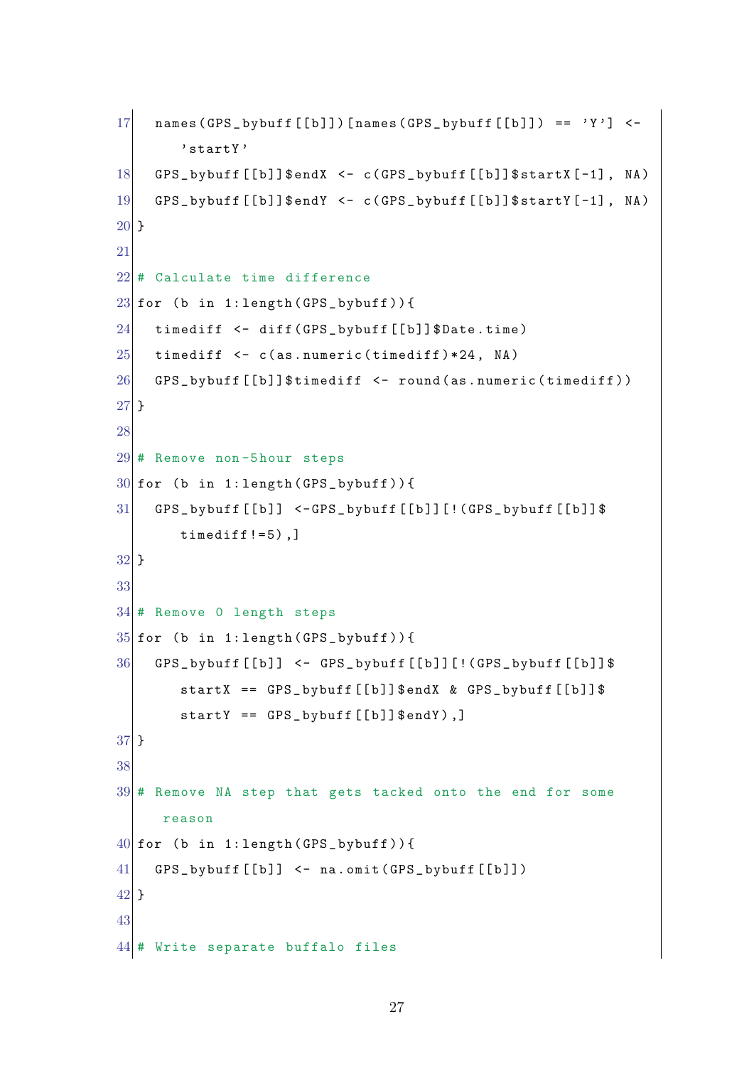```
17    names(GPS_bybuff[[b]])[names(GPS_bybuff[[b]]) == 'Y'] <-
        'startY'
18    GPS_bybuff[[b]]$endX <- c(GPS_bybuff[[b]]$startX[-1], NA)
19    GPS_bybuff[[b]]$endY <- c(GPS_bybuff[[b]]$startY[-1], NA)
20  }
21
22  # Calculate time difference
23  for (b in 1:length(GPS_bybuff)){
24    timediff <- diff(GPS_bybuff[[b]]$Date.time)
25    timediff <- c(as.numeric(timediff)*24, NA)
26    GPS_bybuff[[b]]$timediff <- round(as.numeric(timediff))
27  }
28
29  # Remove non-5hour steps
30  for (b in 1:length(GPS_bybuff)){
31    GPS_bybuff[[b]] <-GPS_bybuff[[b]][!(GPS_bybuff[[b]]$
        timediff!=5),]
32  }
33
34  # Remove 0 length steps
35  for (b in 1:length(GPS_bybuff)){
36    GPS_bybuff[[b]] <- GPS_bybuff[[b]][!(GPS_bybuff[[b]]$
        startX == GPS_bybuff[[b]]$endX & GPS_bybuff[[b]]$
        startY == GPS_bybuff[[b]]$endY),]
37  }
38
39  # Remove NA step that gets tacked onto the end for some
      reason
40  for (b in 1:length(GPS_bybuff)){
41    GPS_bybuff[[b]] <- na.omit(GPS_bybuff[[b]])
42  }
43
44  # Write separate buffalo files
```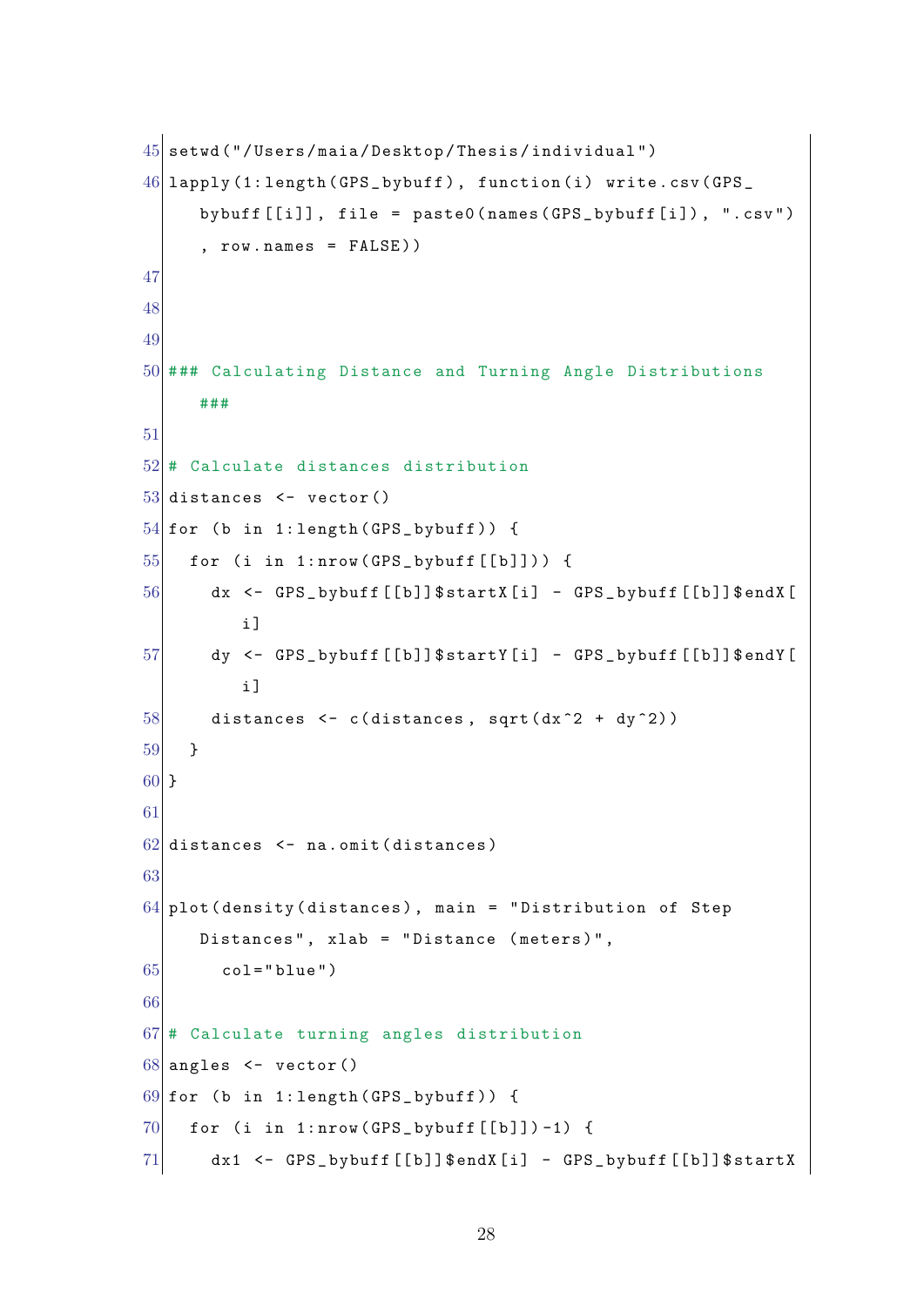```r
setwd("/Users/maia/Desktop/Thesis/individual")
lapply(1:length(GPS_bybuff), function(i) write.csv(GPS_bybuff[[i]], file = paste0(names(GPS_bybuff[i]), ".csv"), row.names = FALSE))



### Calculating Distance and Turning Angle Distributions ###

# Calculate distances distribution
distances <- vector()
for (b in 1:length(GPS_bybuff)) {
  for (i in 1:nrow(GPS_bybuff[[b]])) {
    dx <- GPS_bybuff[[b]]$startX[i] - GPS_bybuff[[b]]$endX[i]
    dy <- GPS_bybuff[[b]]$startY[i] - GPS_bybuff[[b]]$endY[i]
    distances <- c(distances, sqrt(dx^2 + dy^2))
  }
}

distances <- na.omit(distances)

plot(density(distances), main = "Distribution of Step Distances", xlab = "Distance (meters)",
     col="blue")

# Calculate turning angles distribution
angles <- vector()
for (b in 1:length(GPS_bybuff)) {
  for (i in 1:nrow(GPS_bybuff[[b]])-1) {
    dx1 <- GPS_bybuff[[b]]$endX[i] - GPS_bybuff[[b]]$startX
```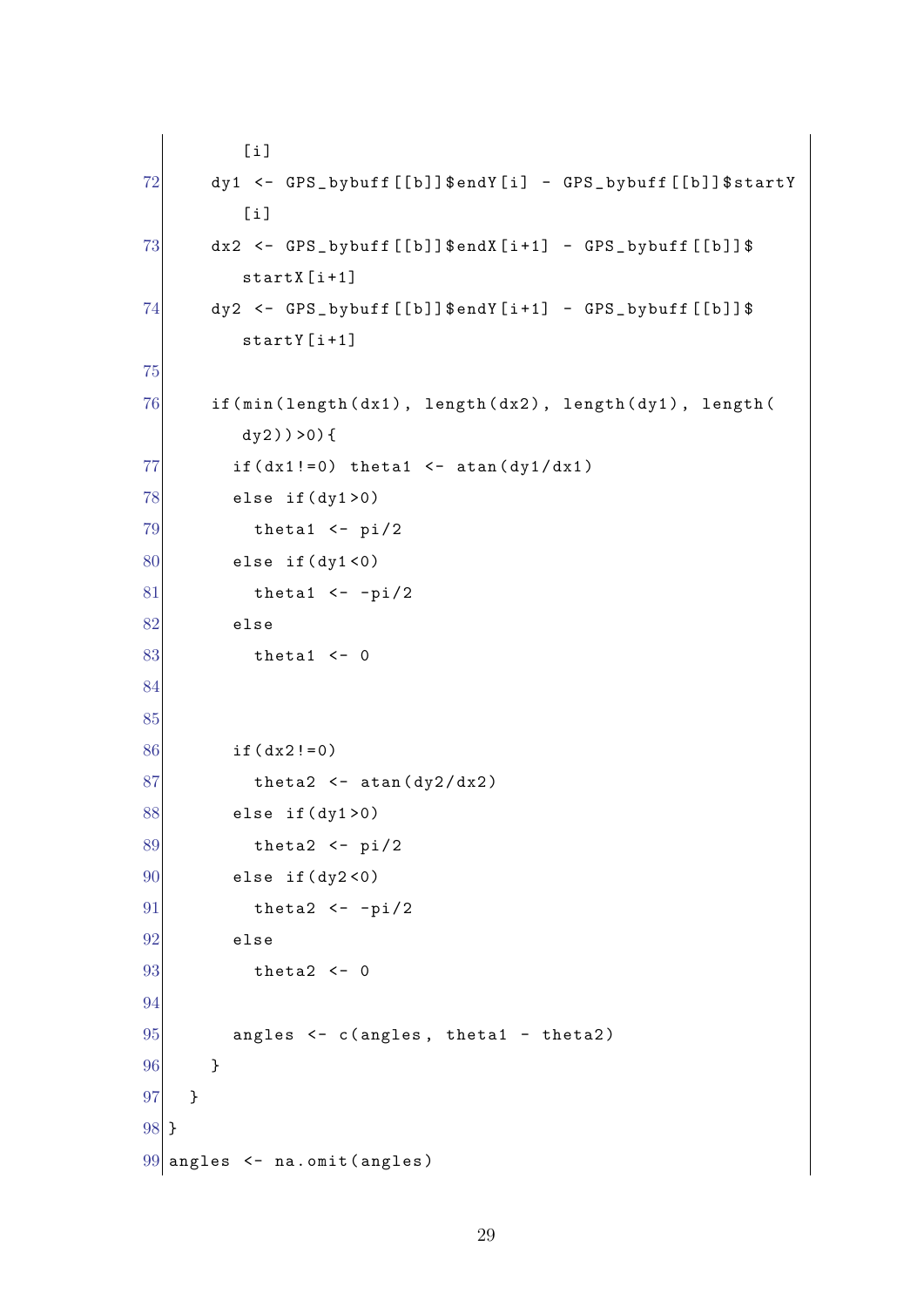```
          [i]
72      dy1 <- GPS_bybuff[[b]]$endY[i] - GPS_bybuff[[b]]$startY
          [i]
73      dx2 <- GPS_bybuff[[b]]$endX[i+1] - GPS_bybuff[[b]]$
          startX[i+1]
74      dy2 <- GPS_bybuff[[b]]$endY[i+1] - GPS_bybuff[[b]]$
          startY[i+1]
75
76      if(min(length(dx1), length(dx2), length(dy1), length(
          dy2))>0){
77        if(dx1!=0) theta1 <- atan(dy1/dx1)
78        else if(dy1>0)
79          theta1 <- pi/2
80        else if(dy1<0)
81          theta1 <- -pi/2
82        else
83          theta1 <- 0
84
85
86        if(dx2!=0)
87          theta2 <- atan(dy2/dx2)
88        else if(dy1>0)
89          theta2 <- pi/2
90        else if(dy2<0)
91          theta2 <- -pi/2
92        else
93          theta2 <- 0
94
95        angles <- c(angles, theta1 - theta2)
96      }
97    }
98  }
99  angles <- na.omit(angles)
```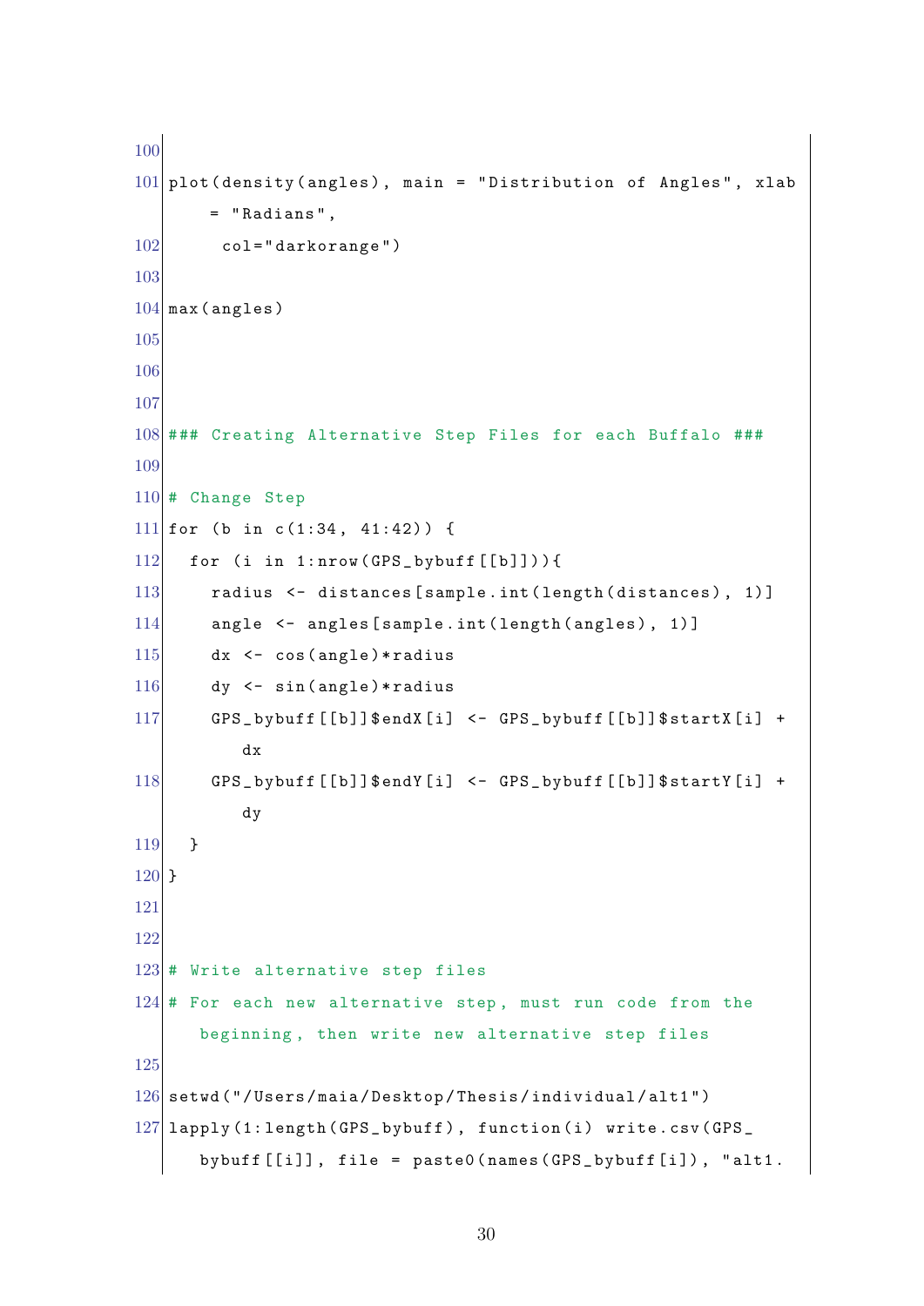```
plot(density(angles), main = "Distribution of Angles", xlab
     = "Radians",
      col="darkorange")

max(angles)



### Creating Alternative Step Files for each Buffalo ###

# Change Step
for (b in c(1:34, 41:42)) {
  for (i in 1:nrow(GPS_bybuff[[b]])){
    radius <- distances[sample.int(length(distances), 1)]
    angle <- angles[sample.int(length(angles), 1)]
    dx <- cos(angle)*radius
    dy <- sin(angle)*radius
    GPS_bybuff[[b]]$endX[i] <- GPS_bybuff[[b]]$startX[i] +
       dx
    GPS_bybuff[[b]]$endY[i] <- GPS_bybuff[[b]]$startY[i] +
       dy
  }
}


# Write alternative step files
# For each new alternative step, must run code from the
   beginning, then write new alternative step files

setwd("/Users/maia/Desktop/Thesis/individual/alt1")
lapply(1:length(GPS_bybuff), function(i) write.csv(GPS_
   bybuff[[i]], file = paste0(names(GPS_bybuff[i]), "alt1.
```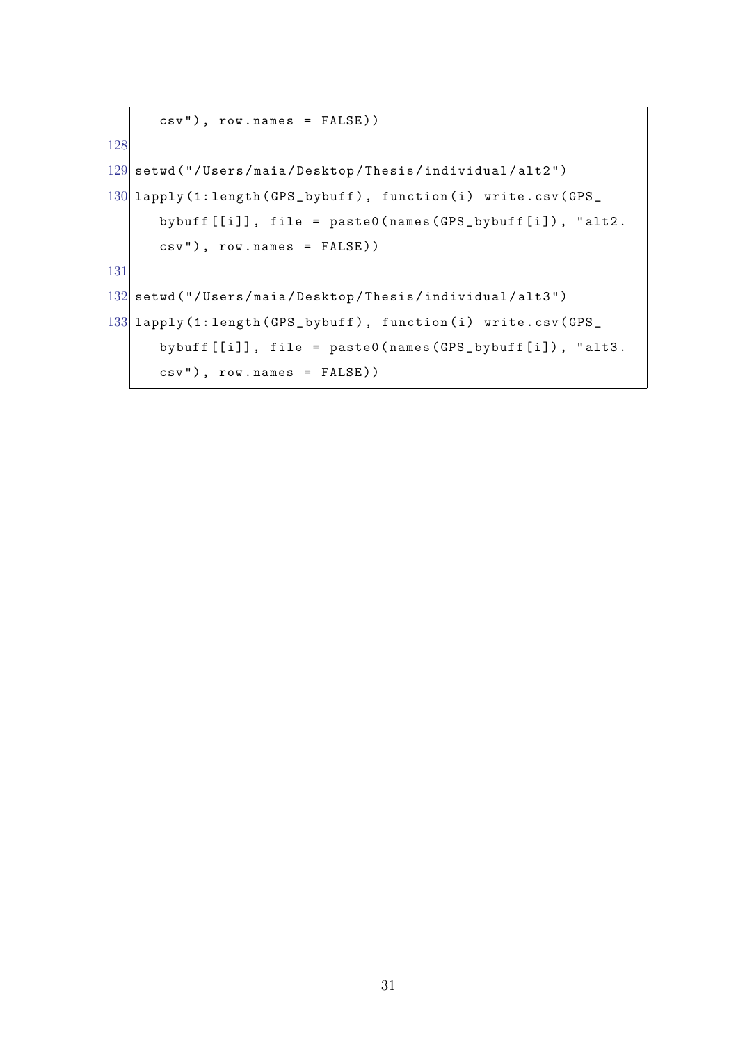```
    csv"), row.names = FALSE))
128
129 setwd("/Users/maia/Desktop/Thesis/individual/alt2")
130 lapply(1:length(GPS_bybuff), function(i) write.csv(GPS_
    bybuff[[i]], file = paste0(names(GPS_bybuff[i]), "alt2.
    csv"), row.names = FALSE))
131
132 setwd("/Users/maia/Desktop/Thesis/individual/alt3")
133 lapply(1:length(GPS_bybuff), function(i) write.csv(GPS_
    bybuff[[i]], file = paste0(names(GPS_bybuff[i]), "alt3.
    csv"), row.names = FALSE))
```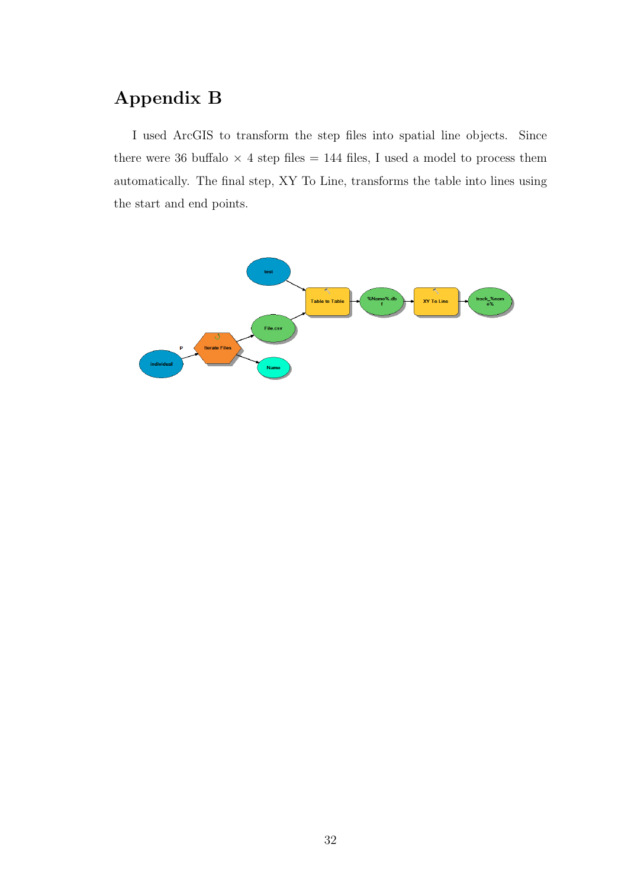# Appendix B

I used ArcGIS to transform the step files into spatial line objects. Since there were 36 buffalo $\times$ 4 step files = 144 files, I used a model to process them automatically. The final step, XY To Line, transforms the table into lines using the start and end points.

test

Table to Table

%Name%.dbf

XY To Line

track_%name%

File.csv

P

Iterate Files

individual

Name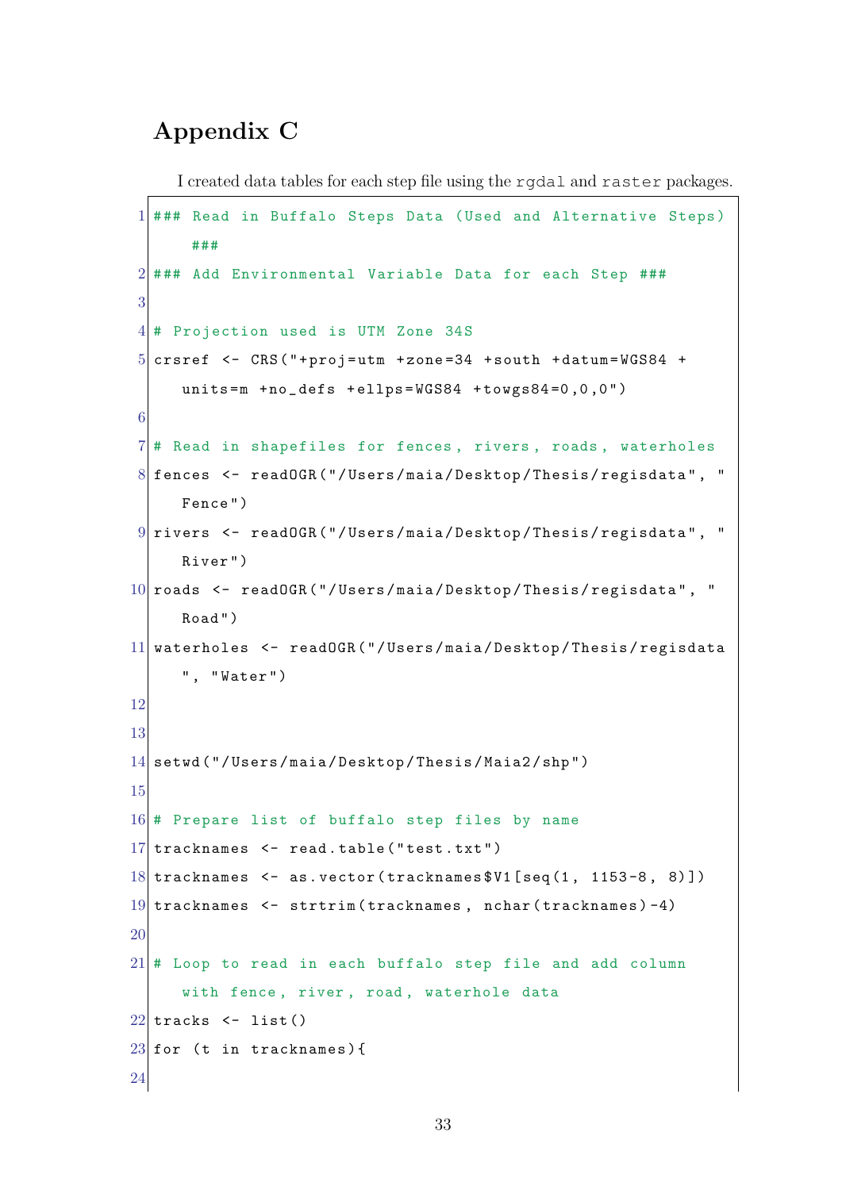# Appendix C

I created data tables for each step file using the `rgdal` and `raster` packages.

```
### Read in Buffalo Steps Data (Used and Alternative Steps) ###
### Add Environmental Variable Data for each Step ###

# Projection used is UTM Zone 34S
crsref <- CRS("+proj=utm +zone=34 +south +datum=WGS84 +units=m +no_defs +ellps=WGS84 +towgs84=0,0,0")

# Read in shapefiles for fences, rivers, roads, waterholes
fences <- readOGR("/Users/maia/Desktop/Thesis/regisdata", "Fence")
rivers <- readOGR("/Users/maia/Desktop/Thesis/regisdata", "River")
roads <- readOGR("/Users/maia/Desktop/Thesis/regisdata", "Road")
waterholes <- readOGR("/Users/maia/Desktop/Thesis/regisdata", "Water")


setwd("/Users/maia/Desktop/Thesis/Maia2/shp")

# Prepare list of buffalo step files by name
tracknames <- read.table("test.txt")
tracknames <- as.vector(tracknames$V1[seq(1, 1153-8, 8)])
tracknames <- strtrim(tracknames, nchar(tracknames)-4)

# Loop to read in each buffalo step file and add column with fence, river, road, waterhole data
tracks <- list()
for (t in tracknames){

```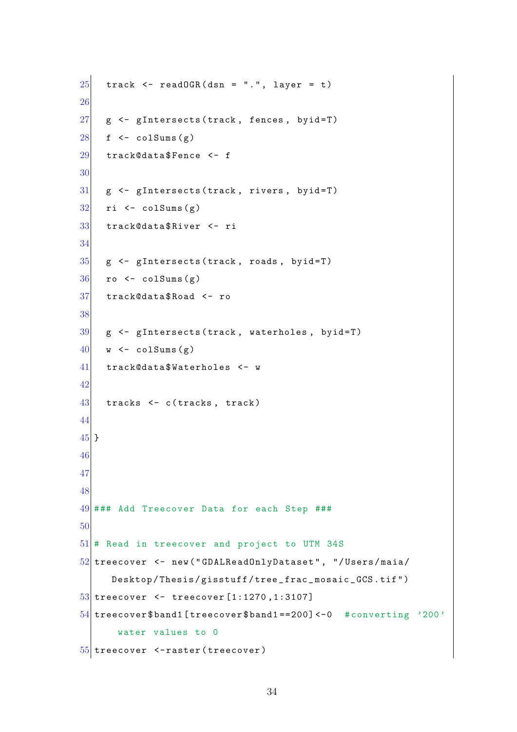```
  track <- readOGR(dsn = ".", layer = t)

  g <- gIntersects(track, fences, byid=T)
  f <- colSums(g)
  track@data$Fence <- f

  g <- gIntersects(track, rivers, byid=T)
  ri <- colSums(g)
  track@data$River <- ri

  g <- gIntersects(track, roads, byid=T)
  ro <- colSums(g)
  track@data$Road <- ro

  g <- gIntersects(track, waterholes, byid=T)
  w <- colSums(g)
  track@data$Waterholes <- w

  tracks <- c(tracks, track)

}



### Add Treecover Data for each Step ###

# Read in treecover and project to UTM 34S
treecover <- new("GDALReadOnlyDataset", "/Users/maia/
   Desktop/Thesis/gisstuff/tree_frac_mosaic_GCS.tif")
treecover <- treecover[1:1270,1:3107]
treecover$band1[treecover$band1==200]<-0  #converting '200'
    water values to 0
treecover <-raster(treecover)
```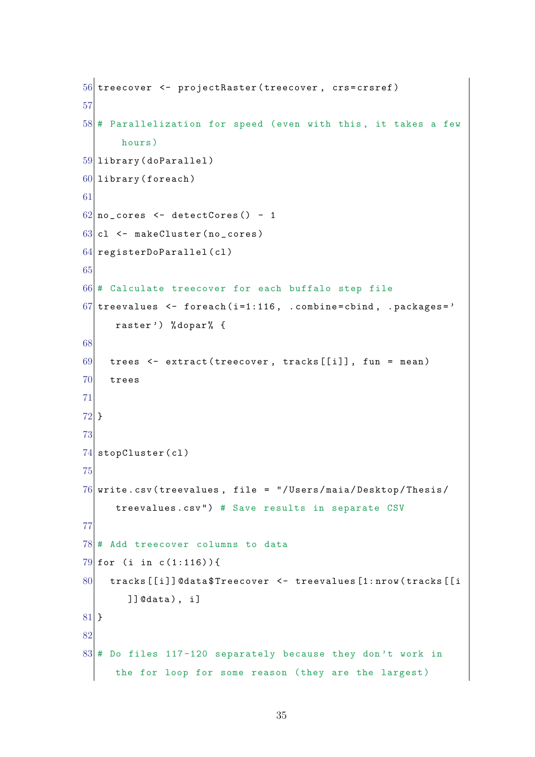```r
treecover <- projectRaster(treecover, crs=crsref)

# Parallelization for speed (even with this, it takes a few hours)
library(doParallel)
library(foreach)

no_cores <- detectCores() - 1
cl <- makeCluster(no_cores)
registerDoParallel(cl)

# Calculate treecover for each buffalo step file
treevalues <- foreach(i=1:116, .combine=cbind, .packages='raster') %dopar% {

  trees <- extract(treecover, tracks[[i]], fun = mean)
  trees

}

stopCluster(cl)

write.csv(treevalues, file = "/Users/maia/Desktop/Thesis/treevalues.csv") # Save results in separate CSV

# Add treecover columns to data
for (i in c(1:116)){
  tracks[[i]]@data$Treecover <- treevalues[1:nrow(tracks[[i]]@data), i]
}

# Do files 117-120 separately because they don't work in the for loop for some reason (they are the largest)
```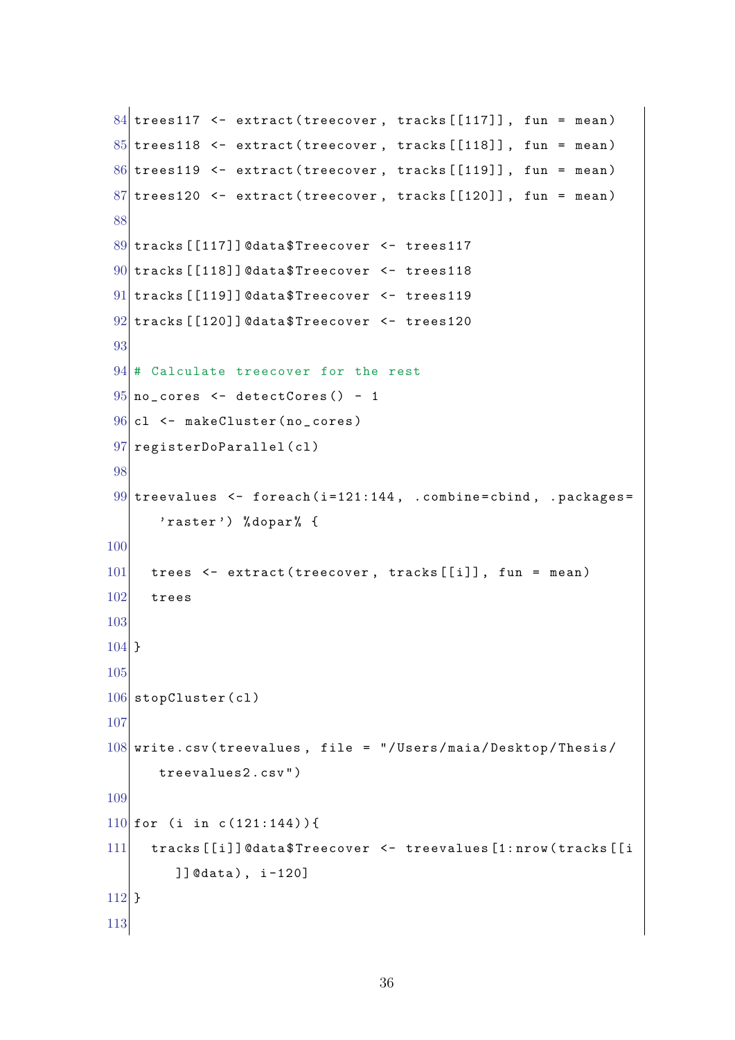```r
trees117 <- extract(treecover, tracks[[117]], fun = mean)
trees118 <- extract(treecover, tracks[[118]], fun = mean)
trees119 <- extract(treecover, tracks[[119]], fun = mean)
trees120 <- extract(treecover, tracks[[120]], fun = mean)

tracks[[117]]@data$Treecover <- trees117
tracks[[118]]@data$Treecover <- trees118
tracks[[119]]@data$Treecover <- trees119
tracks[[120]]@data$Treecover <- trees120

# Calculate treecover for the rest
no_cores <- detectCores() - 1
cl <- makeCluster(no_cores)
registerDoParallel(cl)

treevalues <- foreach(i=121:144, .combine=cbind, .packages=
    'raster') %dopar% {

  trees <- extract(treecover, tracks[[i]], fun = mean)
  trees

}

stopCluster(cl)

write.csv(treevalues, file = "/Users/maia/Desktop/Thesis/
    treevalues2.csv")

for (i in c(121:144)){
  tracks[[i]]@data$Treecover <- treevalues[1:nrow(tracks[[i
      ]]@data), i-120]
}

```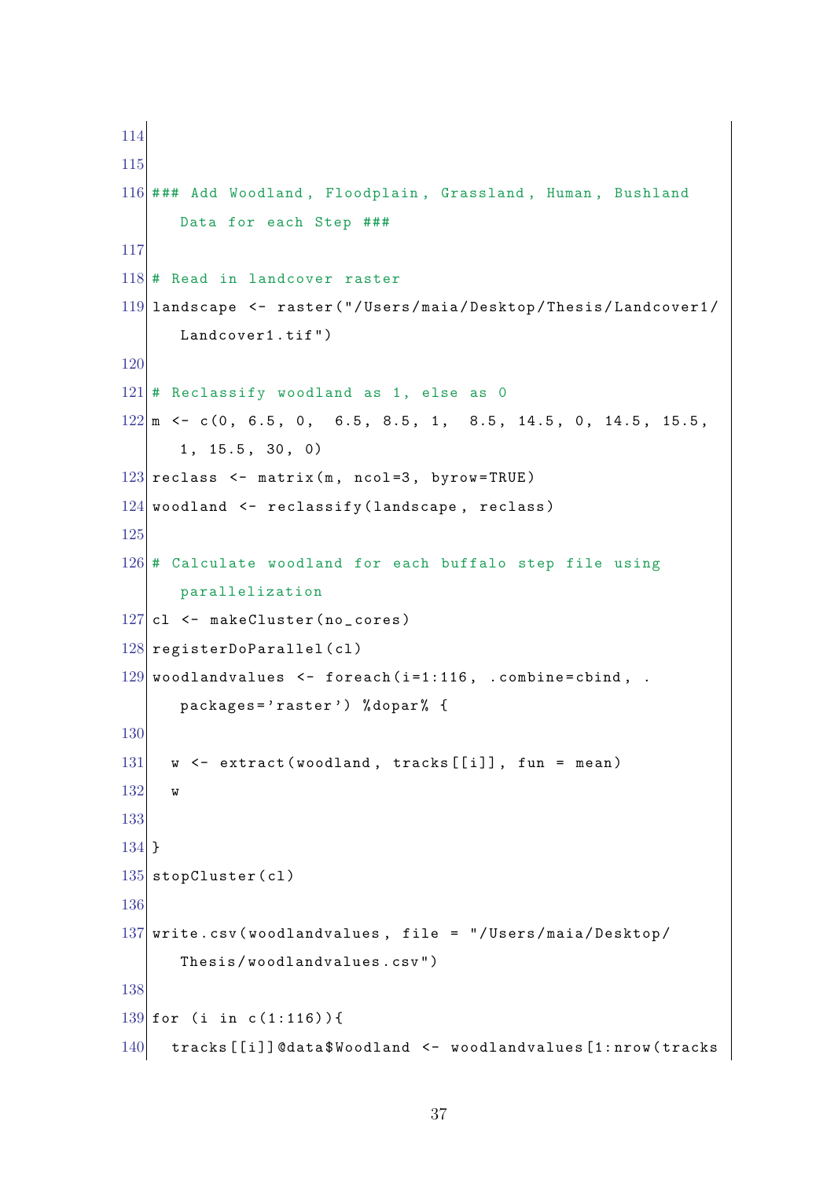```
### Add Woodland, Floodplain, Grassland, Human, Bushland
    Data for each Step ###

# Read in landcover raster
landscape <- raster("/Users/maia/Desktop/Thesis/Landcover1/
    Landcover1.tif")

# Reclassify woodland as 1, else as 0
m <- c(0, 6.5, 0,  6.5, 8.5, 1,  8.5, 14.5, 0, 14.5, 15.5,
    1, 15.5, 30, 0)
reclass <- matrix(m, ncol=3, byrow=TRUE)
woodland <- reclassify(landscape, reclass)

# Calculate woodland for each buffalo step file using
    parallelization
cl <- makeCluster(no_cores)
registerDoParallel(cl)
woodlandvalues <- foreach(i=1:116, .combine=cbind, .
    packages='raster') %dopar% {

  w <- extract(woodland, tracks[[i]], fun = mean)
  w

}
stopCluster(cl)

write.csv(woodlandvalues, file = "/Users/maia/Desktop/
    Thesis/woodlandvalues.csv")

for (i in c(1:116)){
  tracks[[i]]@data$Woodland <- woodlandvalues[1:nrow(tracks
```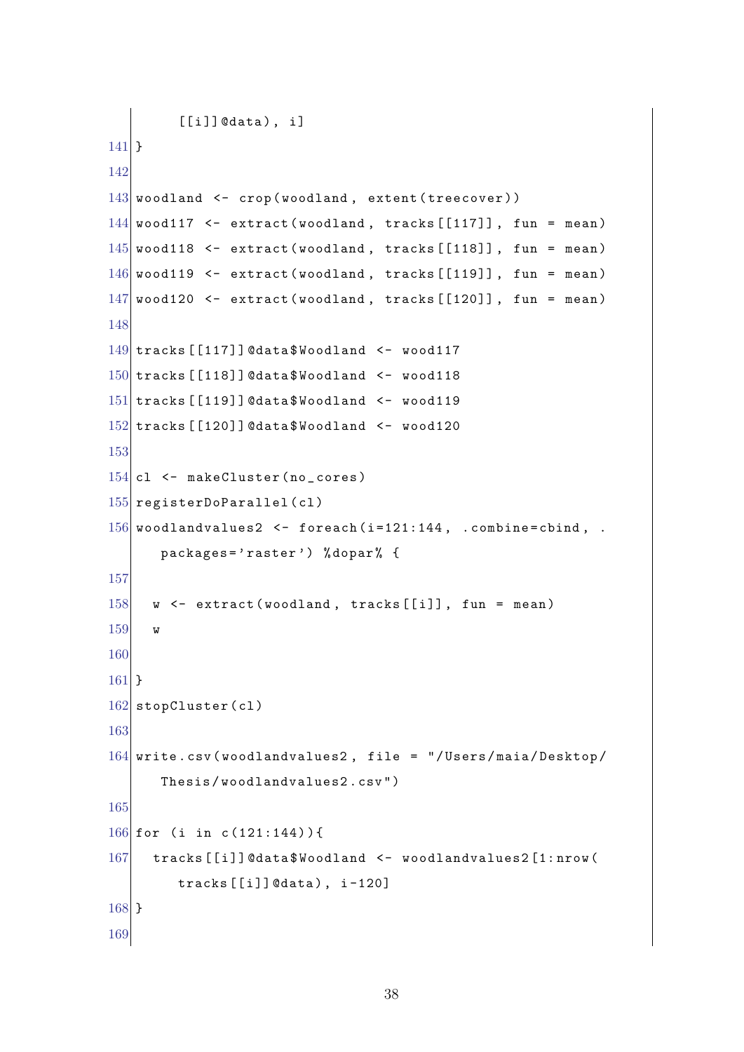```
      [[i]]@data), i]
141 }
142 
143 woodland <- crop(woodland, extent(treecover))
144 wood117 <- extract(woodland, tracks[[117]], fun = mean)
145 wood118 <- extract(woodland, tracks[[118]], fun = mean)
146 wood119 <- extract(woodland, tracks[[119]], fun = mean)
147 wood120 <- extract(woodland, tracks[[120]], fun = mean)
148 
149 tracks[[117]]@data$Woodland <- wood117
150 tracks[[118]]@data$Woodland <- wood118
151 tracks[[119]]@data$Woodland <- wood119
152 tracks[[120]]@data$Woodland <- wood120
153 
154 cl <- makeCluster(no_cores)
155 registerDoParallel(cl)
156 woodlandvalues2 <- foreach(i=121:144, .combine=cbind, .
    packages='raster') %dopar% {
157 
158   w <- extract(woodland, tracks[[i]], fun = mean)
159   w
160 
161 }
162 stopCluster(cl)
163 
164 write.csv(woodlandvalues2, file = "/Users/maia/Desktop/
    Thesis/woodlandvalues2.csv")
165 
166 for (i in c(121:144)){
167   tracks[[i]]@data$Woodland <- woodlandvalues2[1:nrow(
      tracks[[i]]@data), i-120]
168 }
169 
```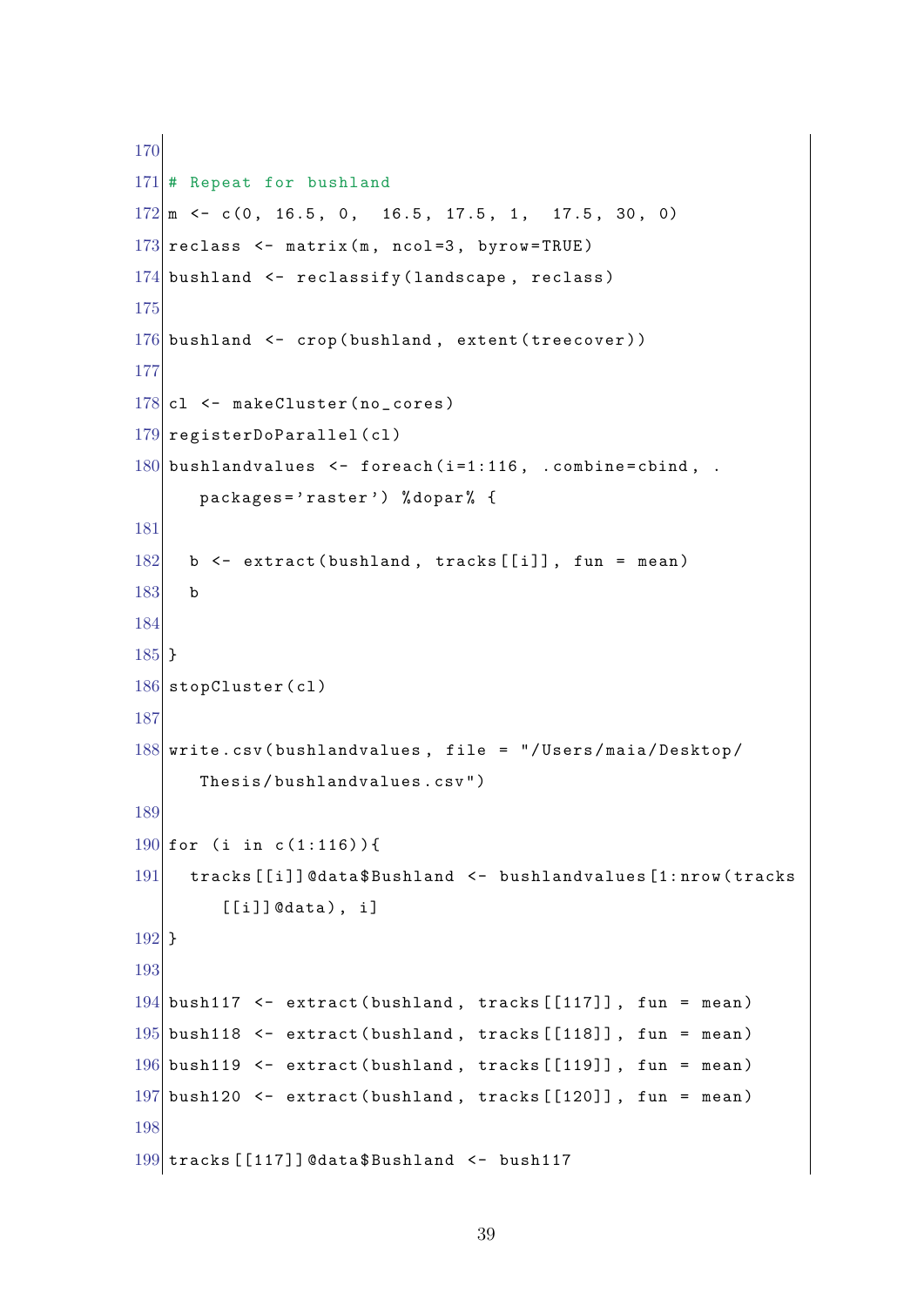```r
# Repeat for bushland
m <- c(0, 16.5, 0,  16.5, 17.5, 1,  17.5, 30, 0)
reclass <- matrix(m, ncol=3, byrow=TRUE)
bushland <- reclassify(landscape, reclass)

bushland <- crop(bushland, extent(treecover))

cl <- makeCluster(no_cores)
registerDoParallel(cl)
bushlandvalues <- foreach(i=1:116, .combine=cbind, .
   packages='raster') %dopar% {

  b <- extract(bushland, tracks[[i]], fun = mean)
  b

}
stopCluster(cl)

write.csv(bushlandvalues, file = "/Users/maia/Desktop/
   Thesis/bushlandvalues.csv")

for (i in c(1:116)){
  tracks[[i]]@data$Bushland <- bushlandvalues[1:nrow(tracks
     [[i]]@data), i]
}

bush117 <- extract(bushland, tracks[[117]], fun = mean)
bush118 <- extract(bushland, tracks[[118]], fun = mean)
bush119 <- extract(bushland, tracks[[119]], fun = mean)
bush120 <- extract(bushland, tracks[[120]], fun = mean)

tracks[[117]]@data$Bushland <- bush117
```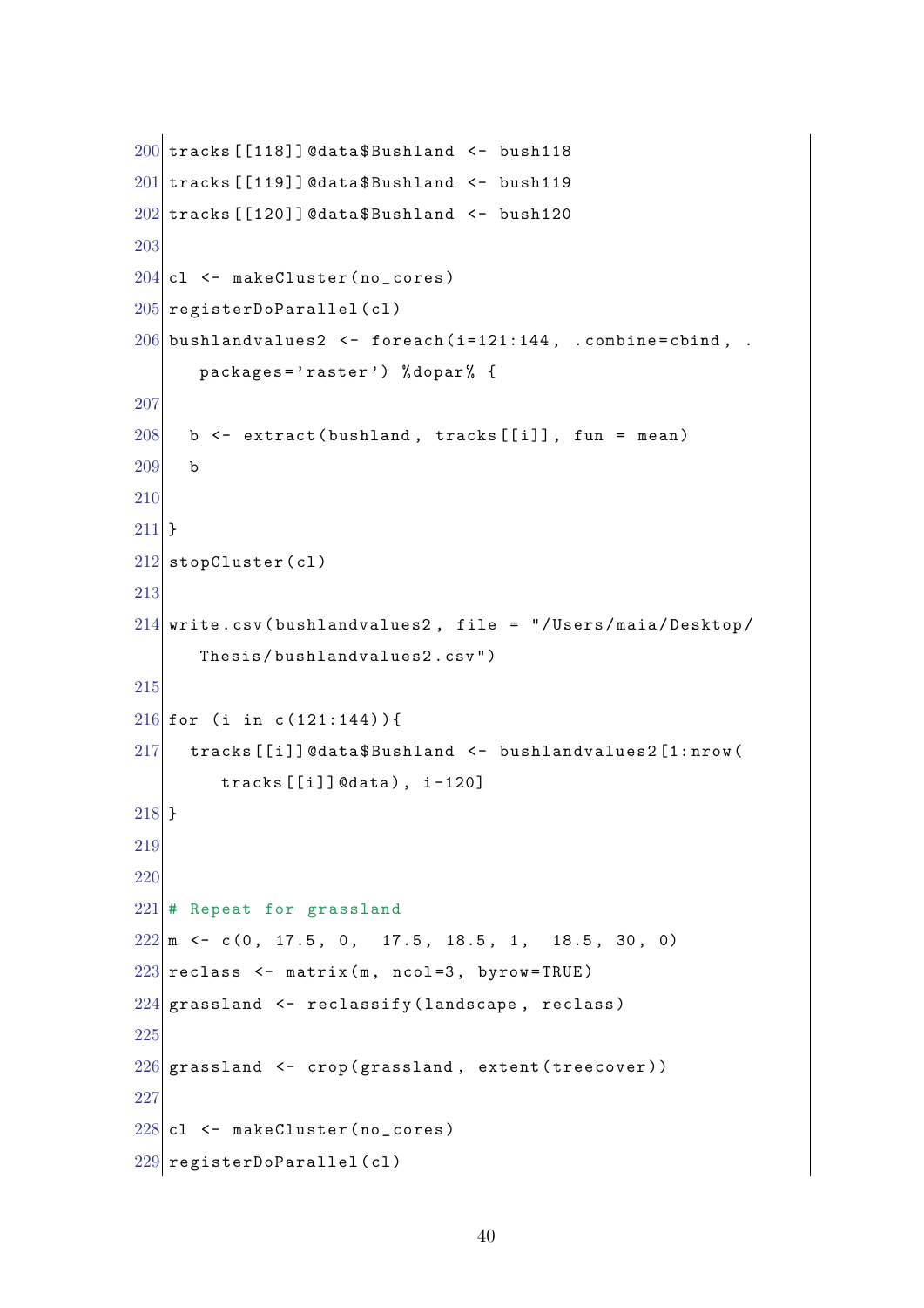```r
tracks[[118]]@data$Bushland <- bush118
tracks[[119]]@data$Bushland <- bush119
tracks[[120]]@data$Bushland <- bush120

cl <- makeCluster(no_cores)
registerDoParallel(cl)
bushlandvalues2 <- foreach(i=121:144, .combine=cbind, .packages='raster') %dopar% {

  b <- extract(bushland, tracks[[i]], fun = mean)
  b

}
stopCluster(cl)

write.csv(bushlandvalues2, file = "/Users/maia/Desktop/Thesis/bushlandvalues2.csv")

for (i in c(121:144)){
  tracks[[i]]@data$Bushland <- bushlandvalues2[1:nrow(tracks[[i]]@data), i-120]
}


# Repeat for grassland
m <- c(0, 17.5, 0,  17.5, 18.5, 1,  18.5, 30, 0)
reclass <- matrix(m, ncol=3, byrow=TRUE)
grassland <- reclassify(landscape, reclass)

grassland <- crop(grassland, extent(treecover))

cl <- makeCluster(no_cores)
registerDoParallel(cl)
```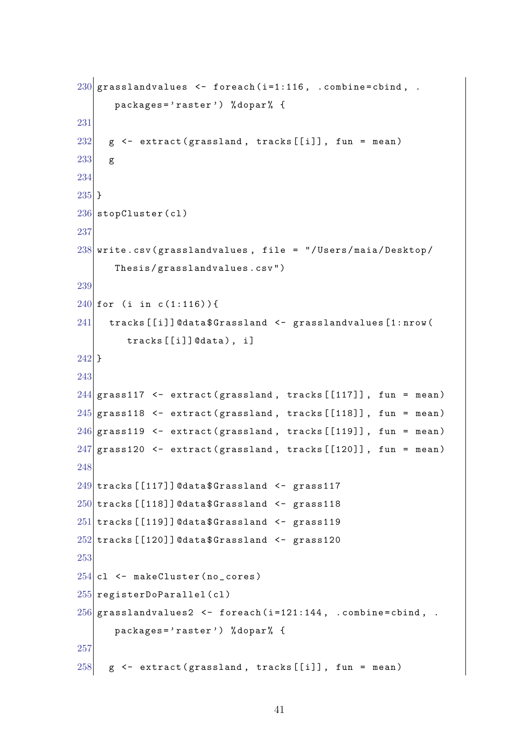```r
230 grasslandvalues <- foreach(i=1:116, .combine=cbind, .
      packages='raster') %dopar% {
231 
232   g <- extract(grassland, tracks[[i]], fun = mean)
233   g
234 
235 }
236 stopCluster(cl)
237 
238 write.csv(grasslandvalues, file = "/Users/maia/Desktop/
      Thesis/grasslandvalues.csv")
239 
240 for (i in c(1:116)){
241   tracks[[i]]@data$Grassland <- grasslandvalues[1:nrow(
        tracks[[i]]@data), i]
242 }
243 
244 grass117 <- extract(grassland, tracks[[117]], fun = mean)
245 grass118 <- extract(grassland, tracks[[118]], fun = mean)
246 grass119 <- extract(grassland, tracks[[119]], fun = mean)
247 grass120 <- extract(grassland, tracks[[120]], fun = mean)
248 
249 tracks[[117]]@data$Grassland <- grass117
250 tracks[[118]]@data$Grassland <- grass118
251 tracks[[119]]@data$Grassland <- grass119
252 tracks[[120]]@data$Grassland <- grass120
253 
254 cl <- makeCluster(no_cores)
255 registerDoParallel(cl)
256 grasslandvalues2 <- foreach(i=121:144, .combine=cbind, .
      packages='raster') %dopar% {
257 
258   g <- extract(grassland, tracks[[i]], fun = mean)
```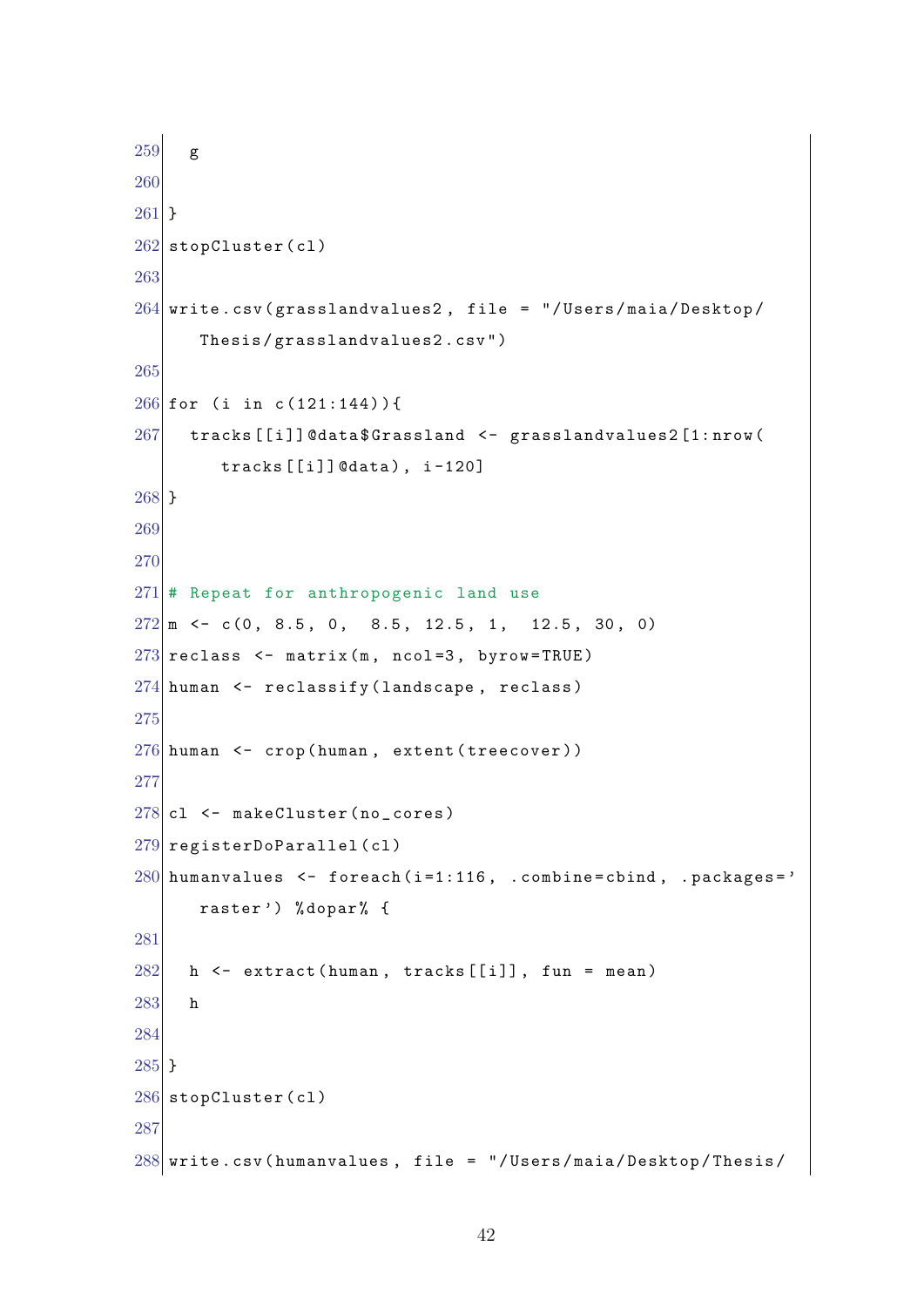```
259   g
260
261 }
262 stopCluster(cl)
263
264 write.csv(grasslandvalues2, file = "/Users/maia/Desktop/
       Thesis/grasslandvalues2.csv")
265
266 for (i in c(121:144)){
267   tracks[[i]]@data$Grassland <- grasslandvalues2[1:nrow(
         tracks[[i]]@data), i-120]
268 }
269
270
271 # Repeat for anthropogenic land use
272 m <- c(0, 8.5, 0,  8.5, 12.5, 1,  12.5, 30, 0)
273 reclass <- matrix(m, ncol=3, byrow=TRUE)
274 human <- reclassify(landscape, reclass)
275
276 human <- crop(human, extent(treecover))
277
278 cl <- makeCluster(no_cores)
279 registerDoParallel(cl)
280 humanvalues <- foreach(i=1:116, .combine=cbind, .packages='
       raster') %dopar% {
281
282   h <- extract(human, tracks[[i]], fun = mean)
283   h
284
285 }
286 stopCluster(cl)
287
288 write.csv(humanvalues, file = "/Users/maia/Desktop/Thesis/
```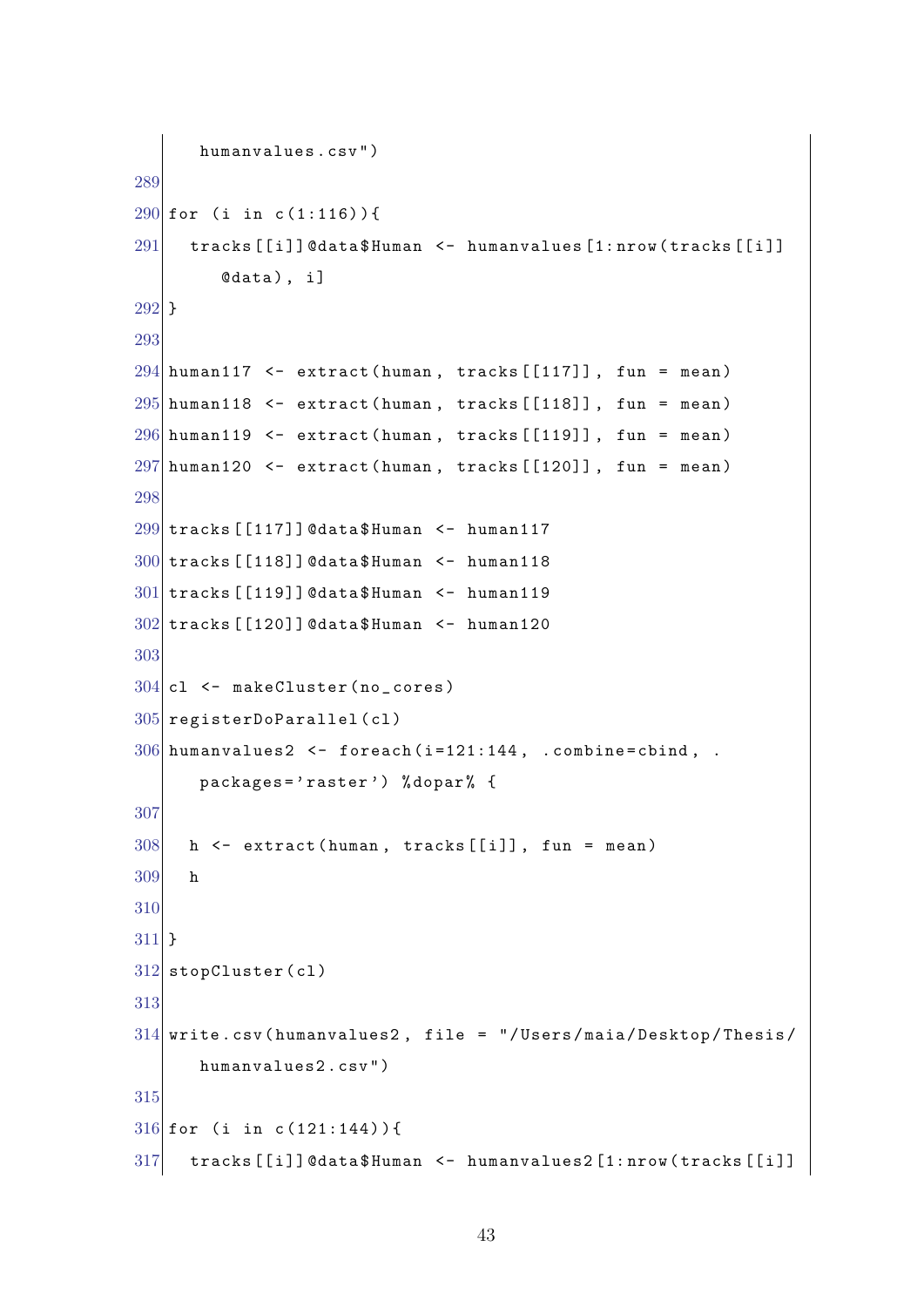```
    humanvalues.csv")
289
290 for (i in c(1:116)){
291   tracks[[i]]@data$Human <- humanvalues[1:nrow(tracks[[i]]
        @data), i]
292 }
293
294 human117 <- extract(human, tracks[[117]], fun = mean)
295 human118 <- extract(human, tracks[[118]], fun = mean)
296 human119 <- extract(human, tracks[[119]], fun = mean)
297 human120 <- extract(human, tracks[[120]], fun = mean)
298
299 tracks[[117]]@data$Human <- human117
300 tracks[[118]]@data$Human <- human118
301 tracks[[119]]@data$Human <- human119
302 tracks[[120]]@data$Human <- human120
303
304 cl <- makeCluster(no_cores)
305 registerDoParallel(cl)
306 humanvalues2 <- foreach(i=121:144, .combine=cbind, .
    packages='raster') %dopar% {
307
308   h <- extract(human, tracks[[i]], fun = mean)
309   h
310
311 }
312 stopCluster(cl)
313
314 write.csv(humanvalues2, file = "/Users/maia/Desktop/Thesis/
    humanvalues2.csv")
315
316 for (i in c(121:144)){
317   tracks[[i]]@data$Human <- humanvalues2[1:nrow(tracks[[i]]
```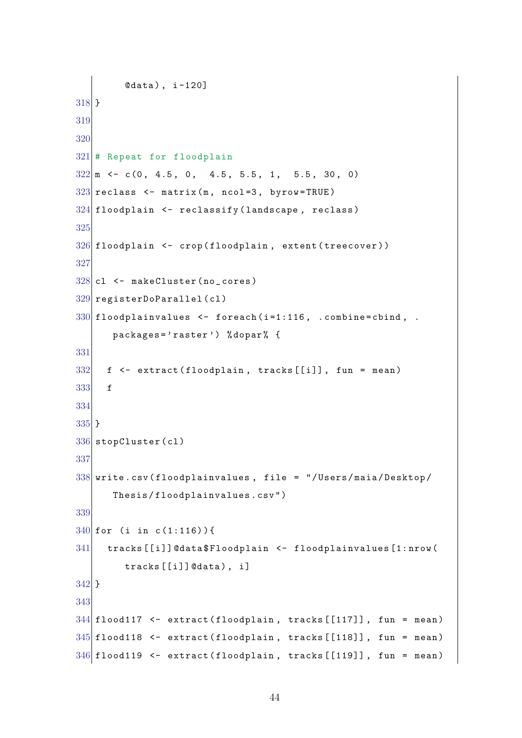```
      @data), i-120]
318 }
319
320
321 # Repeat for floodplain
322 m <- c(0, 4.5, 0,  4.5, 5.5, 1,  5.5, 30, 0)
323 reclass <- matrix(m, ncol=3, byrow=TRUE)
324 floodplain <- reclassify(landscape, reclass)
325
326 floodplain <- crop(floodplain, extent(treecover))
327
328 cl <- makeCluster(no_cores)
329 registerDoParallel(cl)
330 floodplainvalues <- foreach(i=1:116, .combine=cbind, .
    packages='raster') %dopar% {
331
332   f <- extract(floodplain, tracks[[i]], fun = mean)
333   f
334
335 }
336 stopCluster(cl)
337
338 write.csv(floodplainvalues, file = "/Users/maia/Desktop/
    Thesis/floodplainvalues.csv")
339
340 for (i in c(1:116)){
341   tracks[[i]]@data$Floodplain <- floodplainvalues[1:nrow(
      tracks[[i]]@data), i]
342 }
343
344 flood117 <- extract(floodplain, tracks[[117]], fun = mean)
345 flood118 <- extract(floodplain, tracks[[118]], fun = mean)
346 flood119 <- extract(floodplain, tracks[[119]], fun = mean)
```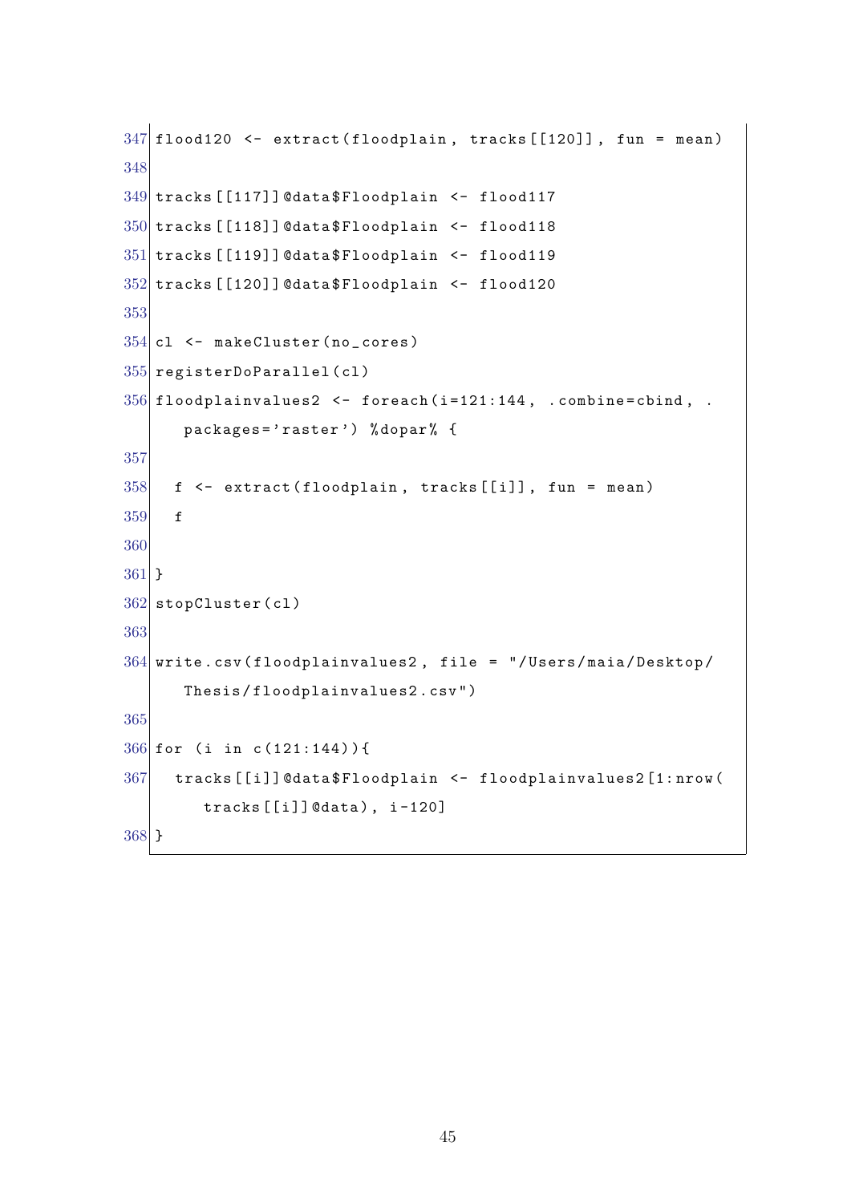```
flood120 <- extract(floodplain, tracks[[120]], fun = mean)

tracks[[117]]@data$Floodplain <- flood117
tracks[[118]]@data$Floodplain <- flood118
tracks[[119]]@data$Floodplain <- flood119
tracks[[120]]@data$Floodplain <- flood120

cl <- makeCluster(no_cores)
registerDoParallel(cl)
floodplainvalues2 <- foreach(i=121:144, .combine=cbind, .
    packages='raster') %dopar% {

  f <- extract(floodplain, tracks[[i]], fun = mean)
  f

}
stopCluster(cl)

write.csv(floodplainvalues2, file = "/Users/maia/Desktop/
    Thesis/floodplainvalues2.csv")

for (i in c(121:144)){
  tracks[[i]]@data$Floodplain <- floodplainvalues2[1:nrow(
      tracks[[i]]@data), i-120]
}
```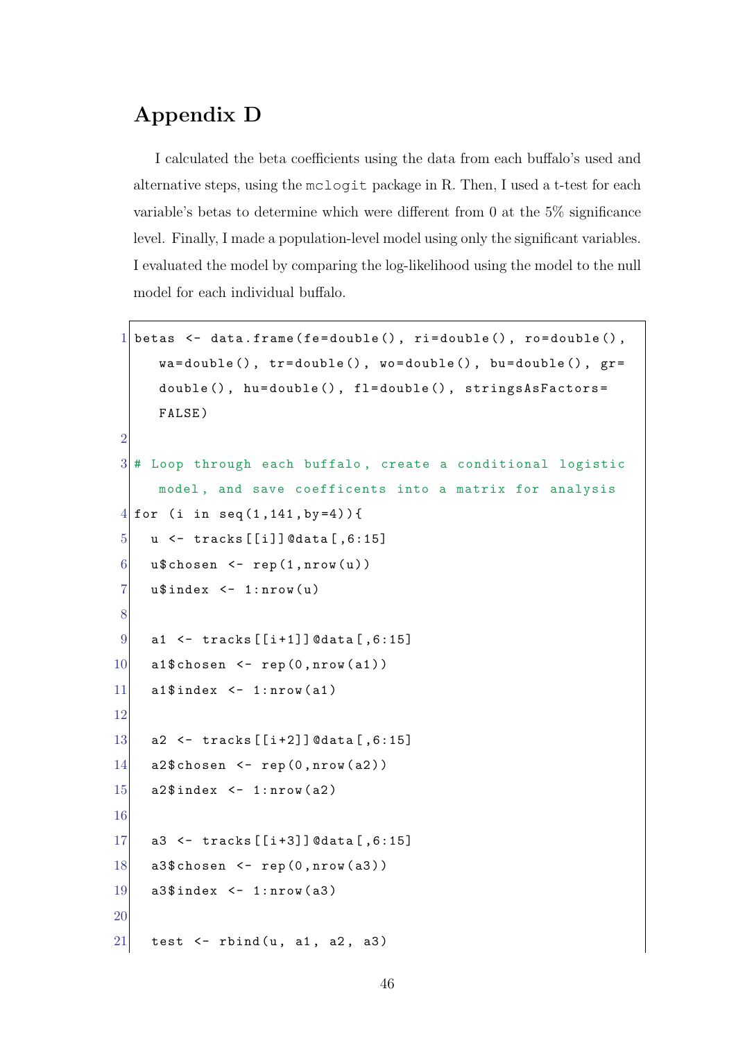# Appendix D

I calculated the beta coefficients using the data from each buffalo's used and alternative steps, using the `mclogit` package in R. Then, I used a t-test for each variable's betas to determine which were different from 0 at the 5% significance level. Finally, I made a population-level model using only the significant variables. I evaluated the model by comparing the log-likelihood using the model to the null model for each individual buffalo.

```
betas <- data.frame(fe=double(), ri=double(), ro=double(),
    wa=double(), tr=double(), wo=double(), bu=double(), gr=
    double(), hu=double(), fl=double(), stringsAsFactors=
    FALSE)

# Loop through each buffalo, create a conditional logistic
    model, and save coefficents into a matrix for analysis
for (i in seq(1,141,by=4)){
  u <- tracks[[i]]@data[,6:15]
  u$chosen <- rep(1,nrow(u))
  u$index <- 1:nrow(u)

  a1 <- tracks[[i+1]]@data[,6:15]
  a1$chosen <- rep(0,nrow(a1))
  a1$index <- 1:nrow(a1)

  a2 <- tracks[[i+2]]@data[,6:15]
  a2$chosen <- rep(0,nrow(a2))
  a2$index <- 1:nrow(a2)

  a3 <- tracks[[i+3]]@data[,6:15]
  a3$chosen <- rep(0,nrow(a3))
  a3$index <- 1:nrow(a3)

  test <- rbind(u, a1, a2, a3)
```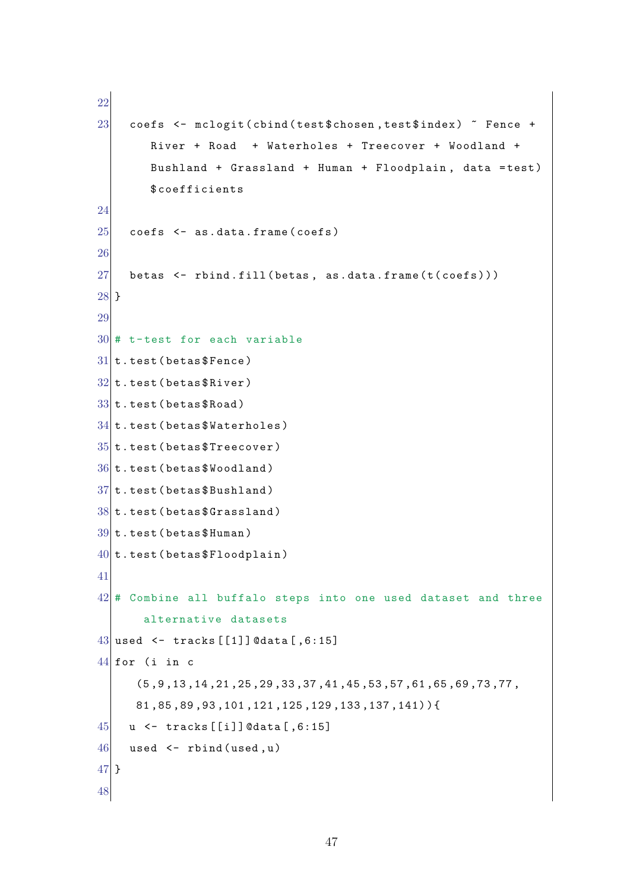```
22
23   coefs <- mclogit(cbind(test$chosen,test$index) ~ Fence +
       River + Road  + Waterholes + Treecover + Woodland +
       Bushland + Grassland + Human + Floodplain, data =test)
       $coefficients
24
25   coefs <- as.data.frame(coefs)
26
27   betas <- rbind.fill(betas, as.data.frame(t(coefs)))
28 }
29
30 # t-test for each variable
31 t.test(betas$Fence)
32 t.test(betas$River)
33 t.test(betas$Road)
34 t.test(betas$Waterholes)
35 t.test(betas$Treecover)
36 t.test(betas$Woodland)
37 t.test(betas$Bushland)
38 t.test(betas$Grassland)
39 t.test(betas$Human)
40 t.test(betas$Floodplain)
41
42 # Combine all buffalo steps into one used dataset and three
     alternative datasets
43 used <- tracks[[1]]@data[,6:15]
44 for (i in c
    (5,9,13,14,21,25,29,33,37,41,45,53,57,61,65,69,73,77,
    81,85,89,93,101,121,125,129,133,137,141)){
45   u <- tracks[[i]]@data[,6:15]
46   used <- rbind(used,u)
47 }
48
```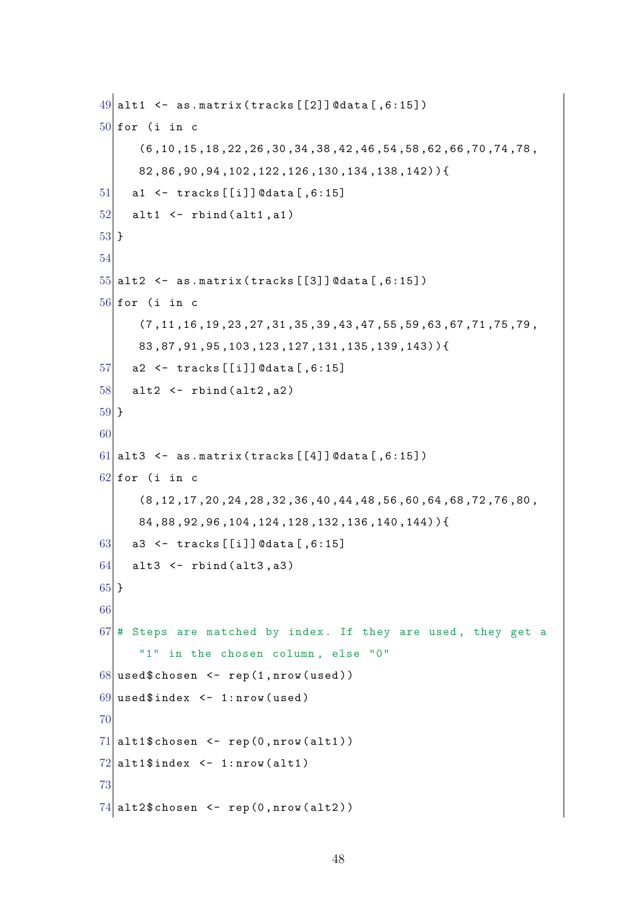```
alt1 <- as.matrix(tracks[[2]]@data[,6:15])
for (i in c
   (6,10,15,18,22,26,30,34,38,42,46,54,58,62,66,70,74,78,
   82,86,90,94,102,122,126,130,134,138,142)){
  a1 <- tracks[[i]]@data[,6:15]
  alt1 <- rbind(alt1,a1)
}

alt2 <- as.matrix(tracks[[3]]@data[,6:15])
for (i in c
   (7,11,16,19,23,27,31,35,39,43,47,55,59,63,67,71,75,79,
   83,87,91,95,103,123,127,131,135,139,143)){
  a2 <- tracks[[i]]@data[,6:15]
  alt2 <- rbind(alt2,a2)
}

alt3 <- as.matrix(tracks[[4]]@data[,6:15])
for (i in c
   (8,12,17,20,24,28,32,36,40,44,48,56,60,64,68,72,76,80,
   84,88,92,96,104,124,128,132,136,140,144)){
  a3 <- tracks[[i]]@data[,6:15]
  alt3 <- rbind(alt3,a3)
}

# Steps are matched by index. If they are used, they get a
   "1" in the chosen column, else "0"
used$chosen <- rep(1,nrow(used))
used$index <- 1:nrow(used)

alt1$chosen <- rep(0,nrow(alt1))
alt1$index <- 1:nrow(alt1)

alt2$chosen <- rep(0,nrow(alt2))
```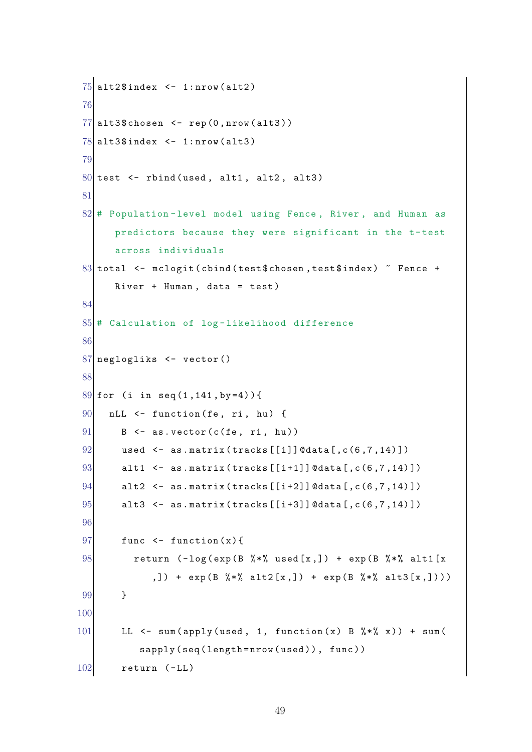```
alt2$index <- 1:nrow(alt2)

alt3$chosen <- rep(0,nrow(alt3))
alt3$index <- 1:nrow(alt3)

test <- rbind(used, alt1, alt2, alt3)

# Population-level model using Fence, River, and Human as
   predictors because they were significant in the t-test
   across individuals
total <- mclogit(cbind(test$chosen,test$index) ~ Fence +
   River + Human, data = test)

# Calculation of log-likelihood difference

negologliks <- vector()

for (i in seq(1,141,by=4)){
  nLL <- function(fe, ri, hu) {
    B <- as.vector(c(fe, ri, hu))
    used <- as.matrix(tracks[[i]]@data[,c(6,7,14)])
    alt1 <- as.matrix(tracks[[i+1]]@data[,c(6,7,14)])
    alt2 <- as.matrix(tracks[[i+2]]@data[,c(6,7,14)])
    alt3 <- as.matrix(tracks[[i+3]]@data[,c(6,7,14)])

    func <- function(x){
      return (-log(exp(B %*% used[x,]) + exp(B %*% alt1[x
         ,]) + exp(B %*% alt2[x,]) + exp(B %*% alt3[x,])))
    }

    LL <- sum(apply(used, 1, function(x) B %*% x)) + sum(
       sapply(seq(length=nrow(used)), func))
    return (-LL)
```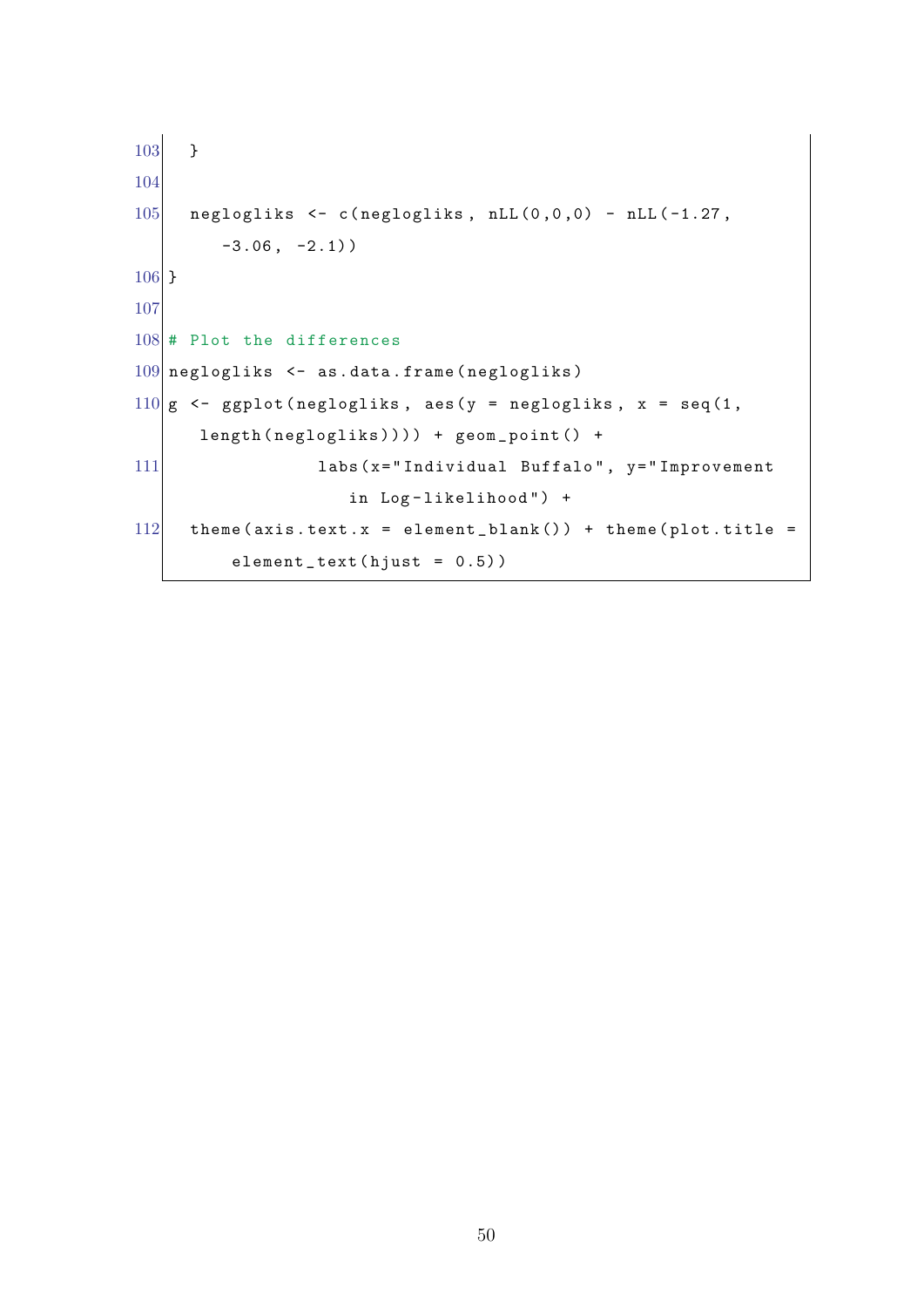```
103   }
104
105   neglogliks <- c(neglogliks, nLL(0,0,0) - nLL(-1.27,
        -3.06, -2.1))
106 }
107
108 # Plot the differences
109 neglogliks <- as.data.frame(neglogliks)
110 g <- ggplot(neglogliks, aes(y = neglogliks, x = seq(1,
      length(neglogliks)))) + geom_point() +
111               labs(x="Individual Buffalo", y="Improvement
                  in Log-likelihood") +
112   theme(axis.text.x = element_blank()) + theme(plot.title =
        element_text(hjust = 0.5))
```